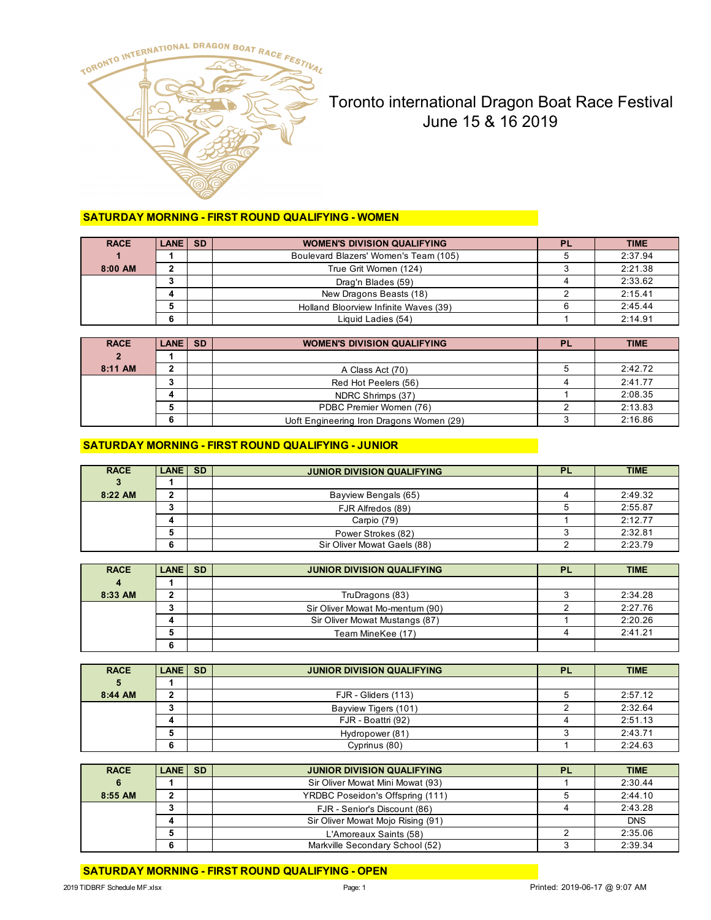# Toronto international Dragon Boat Race Festival
## June 15 & 16 2019

### SATURDAY MORNING - FIRST ROUND QUALIFYING - WOMEN

| RACE | LANE | SD | WOMEN'S DIVISION QUALIFYING | PL | TIME |
|---|---|---|---|---|---|
| 1 | 1 | | Boulevard Blazers' Women's Team (105) | 5 | 2:37.94 |
| 8:00 AM | 2 | | True Grit Women (124) | 3 | 2:21.38 |
| | 3 | | Drag'n Blades (59) | 4 | 2:33.62 |
| | 4 | | New Dragons Beasts (18) | 2 | 2:15.41 |
| | 5 | | Holland Bloorview Infinite Waves (39) | 6 | 2:45.44 |
| | 6 | | Liquid Ladies (54) | 1 | 2:14.91 |

| RACE | LANE | SD | WOMEN'S DIVISION QUALIFYING | PL | TIME |
|---|---|---|---|---|---|
| 2 | 1 | | | | |
| 8:11 AM | 2 | | A Class Act (70) | 5 | 2:42.72 |
| | 3 | | Red Hot Peelers (56) | 4 | 2:41.77 |
| | 4 | | NDRC Shrimps (37) | 1 | 2:08.35 |
| | 5 | | PDBC Premier Women (76) | 2 | 2:13.83 |
| | 6 | | Uoft Engineering Iron Dragons Women (29) | 3 | 2:16.86 |

### SATURDAY MORNING - FIRST ROUND QUALIFYING - JUNIOR

| RACE | LANE | SD | JUNIOR DIVISION QUALIFYING | PL | TIME |
|---|---|---|---|---|---|
| 3 | 1 | | | | |
| 8:22 AM | 2 | | Bayview Bengals (65) | 4 | 2:49.32 |
| | 3 | | FJR Alfredos (89) | 5 | 2:55.87 |
| | 4 | | Carpio (79) | 1 | 2:12.77 |
| | 5 | | Power Strokes (82) | 3 | 2:32.81 |
| | 6 | | Sir Oliver Mowat Gaels (88) | 2 | 2:23.79 |

| RACE | LANE | SD | JUNIOR DIVISION QUALIFYING | PL | TIME |
|---|---|---|---|---|---|
| 4 | 1 | | | | |
| 8:33 AM | 2 | | TruDragons (83) | 3 | 2:34.28 |
| | 3 | | Sir Oliver Mowat Mo-mentum (90) | 2 | 2:27.76 |
| | 4 | | Sir Oliver Mowat Mustangs (87) | 1 | 2:20.26 |
| | 5 | | Team MineKee (17) | 4 | 2:41.21 |
| | 6 | | | | |

| RACE | LANE | SD | JUNIOR DIVISION QUALIFYING | PL | TIME |
|---|---|---|---|---|---|
| 5 | 1 | | | | |
| 8:44 AM | 2 | | FJR - Gliders (113) | 5 | 2:57.12 |
| | 3 | | Bayview Tigers (101) | 2 | 2:32.64 |
| | 4 | | FJR - Boattri (92) | 4 | 2:51.13 |
| | 5 | | Hydropower (81) | 3 | 2:43.71 |
| | 6 | | Cyprinus (80) | 1 | 2:24.63 |

| RACE | LANE | SD | JUNIOR DIVISION QUALIFYING | PL | TIME |
|---|---|---|---|---|---|
| 6 | 1 | | Sir Oliver Mowat Mini Mowat (93) | 1 | 2:30.44 |
| 8:55 AM | 2 | | YRDBC Poseidon's Offspring (111) | 5 | 2:44.10 |
| | 3 | | FJR - Senior's Discount (86) | 4 | 2:43.28 |
| | 4 | | Sir Oliver Mowat Mojo Rising (91) | | DNS |
| | 5 | | L'Amoreaux Saints (58) | 2 | 2:35.06 |
| | 6 | | Markville Secondary School (52) | 3 | 2:39.34 |

### SATURDAY MORNING - FIRST ROUND QUALIFYING - OPEN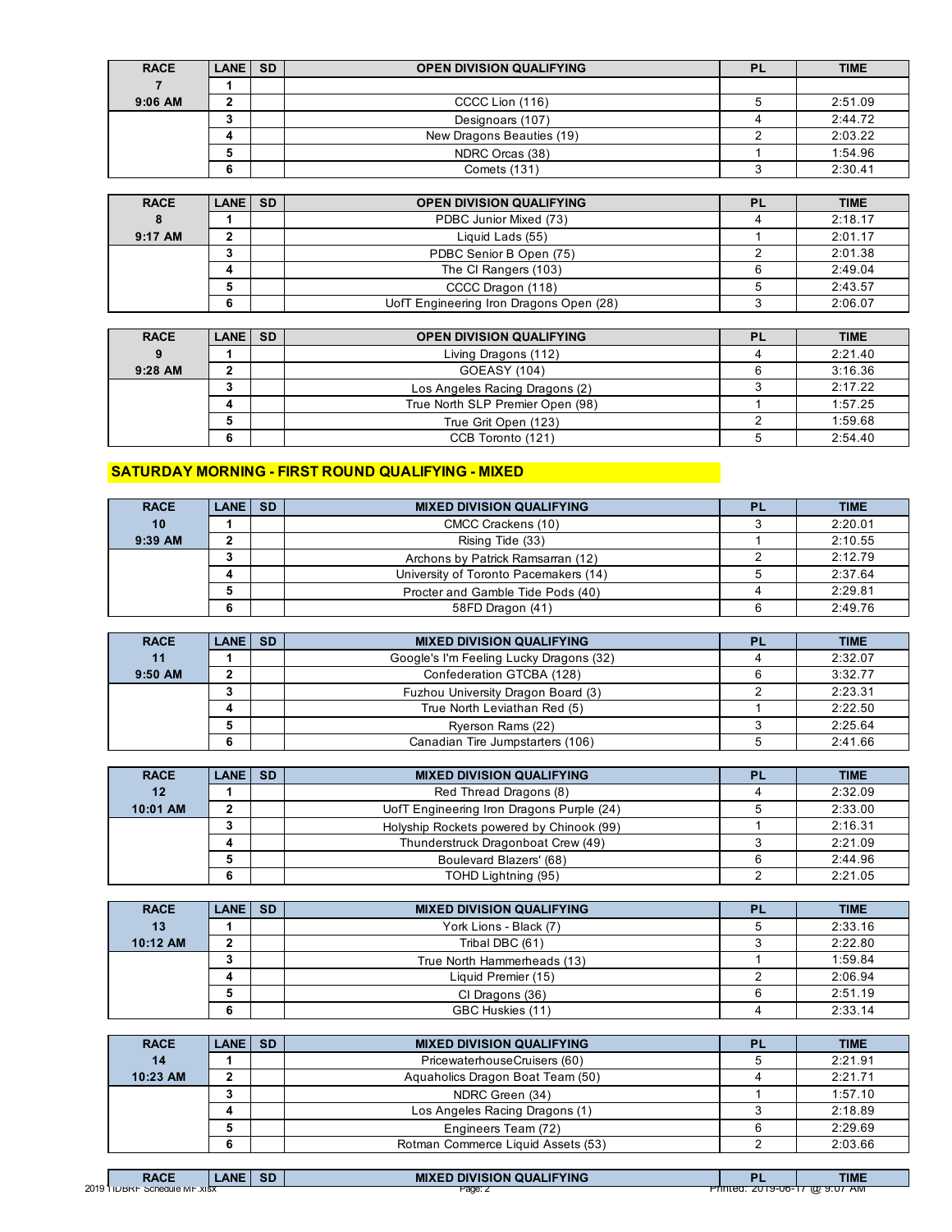| RACE | LANE | SD | OPEN DIVISION QUALIFYING | PL | TIME |
|---|---|---|---|---|---|
| 7 | 1 | | | | |
| 9:06 AM | 2 | | CCCC Lion (116) | 5 | 2:51.09 |
| | 3 | | Designoars (107) | 4 | 2:44.72 |
| | 4 | | New Dragons Beauties (19) | 2 | 2:03.22 |
| | 5 | | NDRC Orcas (38) | 1 | 1:54.96 |
| | 6 | | Comets (131) | 3 | 2:30.41 |

| RACE | LANE | SD | OPEN DIVISION QUALIFYING | PL | TIME |
|---|---|---|---|---|---|
| 8 | 1 | | PDBC Junior Mixed (73) | 4 | 2:18.17 |
| 9:17 AM | 2 | | Liquid Lads (55) | 1 | 2:01.17 |
| | 3 | | PDBC Senior B Open (75) | 2 | 2:01.38 |
| | 4 | | The CI Rangers (103) | 6 | 2:49.04 |
| | 5 | | CCCC Dragon (118) | 5 | 2:43.57 |
| | 6 | | UofT Engineering Iron Dragons Open (28) | 3 | 2:06.07 |

| RACE | LANE | SD | OPEN DIVISION QUALIFYING | PL | TIME |
|---|---|---|---|---|---|
| 9 | 1 | | Living Dragons (112) | 4 | 2:21.40 |
| 9:28 AM | 2 | | GOEASY (104) | 6 | 3:16.36 |
| | 3 | | Los Angeles Racing Dragons (2) | 3 | 2:17.22 |
| | 4 | | True North SLP Premier Open (98) | 1 | 1:57.25 |
| | 5 | | True Grit Open (123) | 2 | 1:59.68 |
| | 6 | | CCB Toronto (121) | 5 | 2:54.40 |

## SATURDAY MORNING - FIRST ROUND QUALIFYING - MIXED

| RACE | LANE | SD | MIXED DIVISION QUALIFYING | PL | TIME |
|---|---|---|---|---|---|
| 10 | 1 | | CMCC Crackens (10) | 3 | 2:20.01 |
| 9:39 AM | 2 | | Rising Tide (33) | 1 | 2:10.55 |
| | 3 | | Archons by Patrick Ramsarran (12) | 2 | 2:12.79 |
| | 4 | | University of Toronto Pacemakers (14) | 5 | 2:37.64 |
| | 5 | | Procter and Gamble Tide Pods (40) | 4 | 2:29.81 |
| | 6 | | 58FD Dragon (41) | 6 | 2:49.76 |

| RACE | LANE | SD | MIXED DIVISION QUALIFYING | PL | TIME |
|---|---|---|---|---|---|
| 11 | 1 | | Google's I'm Feeling Lucky Dragons (32) | 4 | 2:32.07 |
| 9:50 AM | 2 | | Confederation GTCBA (128) | 6 | 3:32.77 |
| | 3 | | Fuzhou University Dragon Board (3) | 2 | 2:23.31 |
| | 4 | | True North Leviathan Red (5) | 1 | 2:22.50 |
| | 5 | | Ryerson Rams (22) | 3 | 2:25.64 |
| | 6 | | Canadian Tire Jumpstarters (106) | 5 | 2:41.66 |

| RACE | LANE | SD | MIXED DIVISION QUALIFYING | PL | TIME |
|---|---|---|---|---|---|
| 12 | 1 | | Red Thread Dragons (8) | 4 | 2:32.09 |
| 10:01 AM | 2 | | UofT Engineering Iron Dragons Purple (24) | 5 | 2:33.00 |
| | 3 | | Holyship Rockets powered by Chinook (99) | 1 | 2:16.31 |
| | 4 | | Thunderstruck Dragonboat Crew (49) | 3 | 2:21.09 |
| | 5 | | Boulevard Blazers' (68) | 6 | 2:44.96 |
| | 6 | | TOHD Lightning (95) | 2 | 2:21.05 |

| RACE | LANE | SD | MIXED DIVISION QUALIFYING | PL | TIME |
|---|---|---|---|---|---|
| 13 | 1 | | York Lions - Black (7) | 5 | 2:33.16 |
| 10:12 AM | 2 | | Tribal DBC (61) | 3 | 2:22.80 |
| | 3 | | True North Hammerheads (13) | 1 | 1:59.84 |
| | 4 | | Liquid Premier (15) | 2 | 2:06.94 |
| | 5 | | CI Dragons (36) | 6 | 2:51.19 |
| | 6 | | GBC Huskies (11) | 4 | 2:33.14 |

| RACE | LANE | SD | MIXED DIVISION QUALIFYING | PL | TIME |
|---|---|---|---|---|---|
| 14 | 1 | | PricewaterhouseCruisers (60) | 5 | 2:21.91 |
| 10:23 AM | 2 | | Aquaholics Dragon Boat Team (50) | 4 | 2:21.71 |
| | 3 | | NDRC Green (34) | 1 | 1:57.10 |
| | 4 | | Los Angeles Racing Dragons (1) | 3 | 2:18.89 |
| | 5 | | Engineers Team (72) | 6 | 2:29.69 |
| | 6 | | Rotman Commerce Liquid Assets (53) | 2 | 2:03.66 |

| RACE | LANE | SD | MIXED DIVISION QUALIFYING | PL | TIME |
|---|---|---|---|---|---|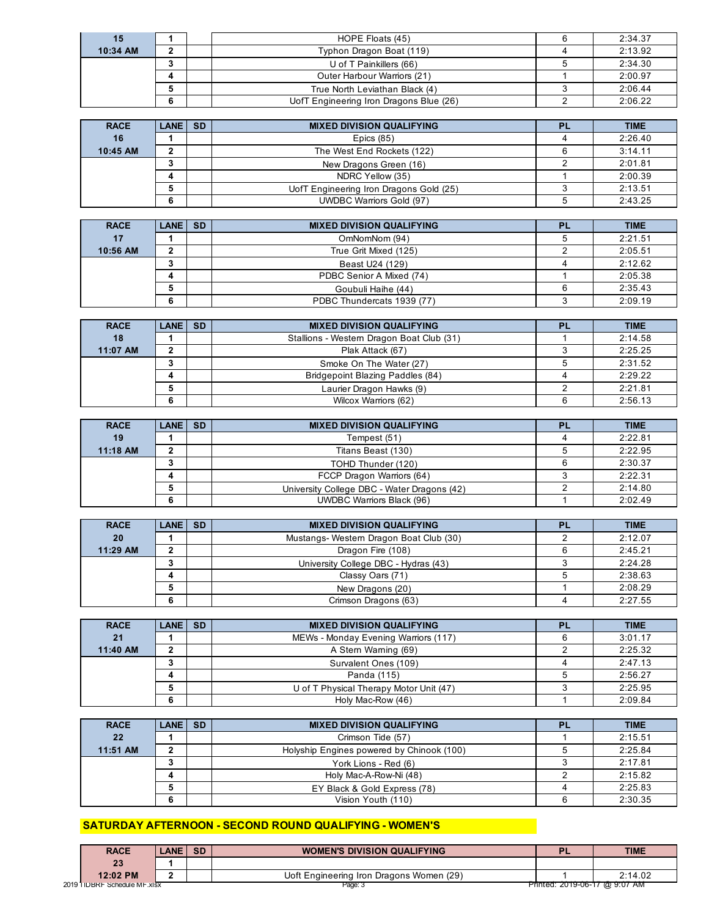| 15 | 1 | | HOPE Floats (45) | 6 | 2:34.37 |
|---|---|---|---|---|---|
| 10:34 AM | 2 | | Typhon Dragon Boat (119) | 4 | 2:13.92 |
| | 3 | | U of T Painkillers (66) | 5 | 2:34.30 |
| | 4 | | Outer Harbour Warriors (21) | 1 | 2:00.97 |
| | 5 | | True North Leviathan Black (4) | 3 | 2:06.44 |
| | 6 | | UofT Engineering Iron Dragons Blue (26) | 2 | 2:06.22 |

| RACE | LANE | SD | MIXED DIVISION QUALIFYING | PL | TIME |
|---|---|---|---|---|---|
| 16 | 1 | | Epics (85) | 4 | 2:26.40 |
| 10:45 AM | 2 | | The West End Rockets (122) | 6 | 3:14.11 |
| | 3 | | New Dragons Green (16) | 2 | 2:01.81 |
| | 4 | | NDRC Yellow (35) | 1 | 2:00.39 |
| | 5 | | UofT Engineering Iron Dragons Gold (25) | 3 | 2:13.51 |
| | 6 | | UWDBC Warriors Gold (97) | 5 | 2:43.25 |

| RACE | LANE | SD | MIXED DIVISION QUALIFYING | PL | TIME |
|---|---|---|---|---|---|
| 17 | 1 | | OmNomNom (94) | 5 | 2:21.51 |
| 10:56 AM | 2 | | True Grit Mixed (125) | 2 | 2:05.51 |
| | 3 | | Beast U24 (129) | 4 | 2:12.62 |
| | 4 | | PDBC Senior A Mixed (74) | 1 | 2:05.38 |
| | 5 | | Goubuli Haihe (44) | 6 | 2:35.43 |
| | 6 | | PDBC Thundercats 1939 (77) | 3 | 2:09.19 |

| RACE | LANE | SD | MIXED DIVISION QUALIFYING | PL | TIME |
|---|---|---|---|---|---|
| 18 | 1 | | Stallions - Western Dragon Boat Club (31) | 1 | 2:14.58 |
| 11:07 AM | 2 | | Plak Attack (67) | 3 | 2:25.25 |
| | 3 | | Smoke On The Water (27) | 5 | 2:31.52 |
| | 4 | | Bridgepoint Blazing Paddles (84) | 4 | 2:29.22 |
| | 5 | | Laurier Dragon Hawks (9) | 2 | 2:21.81 |
| | 6 | | Wilcox Warriors (62) | 6 | 2:56.13 |

| RACE | LANE | SD | MIXED DIVISION QUALIFYING | PL | TIME |
|---|---|---|---|---|---|
| 19 | 1 | | Tempest (51) | 4 | 2:22.81 |
| 11:18 AM | 2 | | Titans Beast (130) | 5 | 2:22.95 |
| | 3 | | TOHD Thunder (120) | 6 | 2:30.37 |
| | 4 | | FCCP Dragon Warriors (64) | 3 | 2:22.31 |
| | 5 | | University College DBC - Water Dragons (42) | 2 | 2:14.80 |
| | 6 | | UWDBC Warriors Black (96) | 1 | 2:02.49 |

| RACE | LANE | SD | MIXED DIVISION QUALIFYING | PL | TIME |
|---|---|---|---|---|---|
| 20 | 1 | | Mustangs- Western Dragon Boat Club (30) | 2 | 2:12.07 |
| 11:29 AM | 2 | | Dragon Fire (108) | 6 | 2:45.21 |
| | 3 | | University College DBC - Hydras (43) | 3 | 2:24.28 |
| | 4 | | Classy Oars (71) | 5 | 2:38.63 |
| | 5 | | New Dragons (20) | 1 | 2:08.29 |
| | 6 | | Crimson Dragons (63) | 4 | 2:27.55 |

| RACE | LANE | SD | MIXED DIVISION QUALIFYING | PL | TIME |
|---|---|---|---|---|---|
| 21 | 1 | | MEWs - Monday Evening Warriors (117) | 6 | 3:01.17 |
| 11:40 AM | 2 | | A Stern Warning (69) | 2 | 2:25.32 |
| | 3 | | Survalent Ones (109) | 4 | 2:47.13 |
| | 4 | | Panda (115) | 5 | 2:56.27 |
| | 5 | | U of T Physical Therapy Motor Unit (47) | 3 | 2:25.95 |
| | 6 | | Holy Mac-Row (46) | 1 | 2:09.84 |

| RACE | LANE | SD | MIXED DIVISION QUALIFYING | PL | TIME |
|---|---|---|---|---|---|
| 22 | 1 | | Crimson Tide (57) | 1 | 2:15.51 |
| 11:51 AM | 2 | | Holyship Engines powered by Chinook (100) | 5 | 2:25.84 |
| | 3 | | York Lions - Red (6) | 3 | 2:17.81 |
| | 4 | | Holy Mac-A-Row-Ni (48) | 2 | 2:15.82 |
| | 5 | | EY Black & Gold Express (78) | 4 | 2:25.83 |
| | 6 | | Vision Youth (110) | 6 | 2:30.35 |

## SATURDAY AFTERNOON - SECOND ROUND QUALIFYING - WOMEN'S

| RACE | LANE | SD | WOMEN'S DIVISION QUALIFYING | PL | TIME |
|---|---|---|---|---|---|
| 23 | 1 | | | | |
| 12:02 PM | 2 | | Uoft Engineering Iron Dragons Women (29) | 1 | 2:14.02 |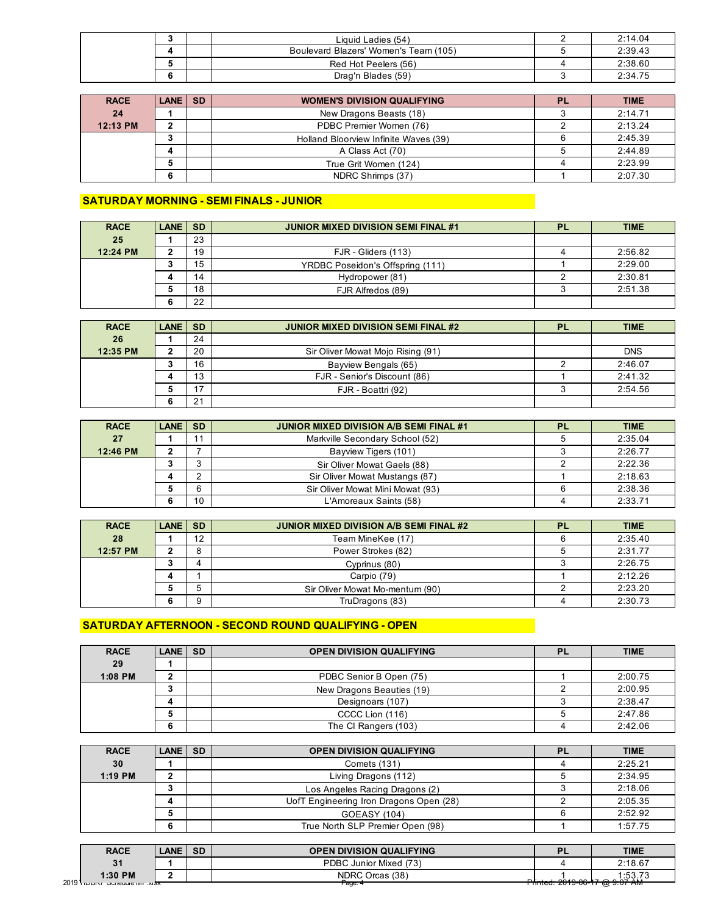| | LANE | SD | | PL | TIME |
|---|---|---|---|---|---|
| | 3 | | Liquid Ladies (54) | 2 | 2:14.04 |
| | 4 | | Boulevard Blazers' Women's Team (105) | 5 | 2:39.43 |
| | 5 | | Red Hot Peelers (56) | 4 | 2:38.60 |
| | 6 | | Drag'n Blades (59) | 3 | 2:34.75 |

| RACE | LANE | SD | WOMEN'S DIVISION QUALIFYING | PL | TIME |
|---|---|---|---|---|---|
| 24 | 1 | | New Dragons Beasts (18) | 3 | 2:14.71 |
| 12:13 PM | 2 | | PDBC Premier Women (76) | 2 | 2:13.24 |
| | 3 | | Holland Bloorview Infinite Waves (39) | 6 | 2:45.39 |
| | 4 | | A Class Act (70) | 5 | 2:44.89 |
| | 5 | | True Grit Women (124) | 4 | 2:23.99 |
| | 6 | | NDRC Shrimps (37) | 1 | 2:07.30 |

## SATURDAY MORNING - SEMI FINALS - JUNIOR

| RACE | LANE | SD | JUNIOR MIXED DIVISION SEMI FINAL #1 | PL | TIME |
|---|---|---|---|---|---|
| 25 | 1 | 23 | | | |
| 12:24 PM | 2 | 19 | FJR - Gliders (113) | 4 | 2:56.82 |
| | 3 | 15 | YRDBC Poseidon's Offspring (111) | 1 | 2:29.00 |
| | 4 | 14 | Hydropower (81) | 2 | 2:30.81 |
| | 5 | 18 | FJR Alfredos (89) | 3 | 2:51.38 |
| | 6 | 22 | | | |

| RACE | LANE | SD | JUNIOR MIXED DIVISION SEMI FINAL #2 | PL | TIME |
|---|---|---|---|---|---|
| 26 | 1 | 24 | | | |
| 12:35 PM | 2 | 20 | Sir Oliver Mowat Mojo Rising (91) | | DNS |
| | 3 | 16 | Bayview Bengals (65) | 2 | 2:46.07 |
| | 4 | 13 | FJR - Senior's Discount (86) | 1 | 2:41.32 |
| | 5 | 17 | FJR - Boattri (92) | 3 | 2:54.56 |
| | 6 | 21 | | | |

| RACE | LANE | SD | JUNIOR MIXED DIVISION A/B SEMI FINAL #1 | PL | TIME |
|---|---|---|---|---|---|
| 27 | 1 | 11 | Markville Secondary School (52) | 5 | 2:35.04 |
| 12:46 PM | 2 | 7 | Bayview Tigers (101) | 3 | 2:26.77 |
| | 3 | 3 | Sir Oliver Mowat Gaels (88) | 2 | 2:22.36 |
| | 4 | 2 | Sir Oliver Mowat Mustangs (87) | 1 | 2:18.63 |
| | 5 | 6 | Sir Oliver Mowat Mini Mowat (93) | 6 | 2:38.36 |
| | 6 | 10 | L'Amoreaux Saints (58) | 4 | 2:33.71 |

| RACE | LANE | SD | JUNIOR MIXED DIVISION A/B SEMI FINAL #2 | PL | TIME |
|---|---|---|---|---|---|
| 28 | 1 | 12 | Team MineKee (17) | 6 | 2:35.40 |
| 12:57 PM | 2 | 8 | Power Strokes (82) | 5 | 2:31.77 |
| | 3 | 4 | Cyprinus (80) | 3 | 2:26.75 |
| | 4 | 1 | Carpio (79) | 1 | 2:12.26 |
| | 5 | 5 | Sir Oliver Mowat Mo-mentum (90) | 2 | 2:23.20 |
| | 6 | 9 | TruDragons (83) | 4 | 2:30.73 |

## SATURDAY AFTERNOON - SECOND ROUND QUALIFYING - OPEN

| RACE | LANE | SD | OPEN DIVISION QUALIFYING | PL | TIME |
|---|---|---|---|---|---|
| 29 | 1 | | | | |
| 1:08 PM | 2 | | PDBC Senior B Open (75) | 1 | 2:00.75 |
| | 3 | | New Dragons Beauties (19) | 2 | 2:00.95 |
| | 4 | | Designoars (107) | 3 | 2:38.47 |
| | 5 | | CCCC Lion (116) | 5 | 2:47.86 |
| | 6 | | The CI Rangers (103) | 4 | 2:42.06 |

| RACE | LANE | SD | OPEN DIVISION QUALIFYING | PL | TIME |
|---|---|---|---|---|---|
| 30 | 1 | | Comets (131) | 4 | 2:25.21 |
| 1:19 PM | 2 | | Living Dragons (112) | 5 | 2:34.95 |
| | 3 | | Los Angeles Racing Dragons (2) | 3 | 2:18.06 |
| | 4 | | UofT Engineering Iron Dragons Open (28) | 2 | 2:05.35 |
| | 5 | | GOEASY (104) | 6 | 2:52.92 |
| | 6 | | True North SLP Premier Open (98) | 1 | 1:57.75 |

| RACE | LANE | SD | OPEN DIVISION QUALIFYING | PL | TIME |
|---|---|---|---|---|---|
| 31 | 1 | | PDBC Junior Mixed (73) | 4 | 2:18.67 |
| 1:30 PM | 2 | | NDRC Orcas (38) | 1 | 1:53.73 |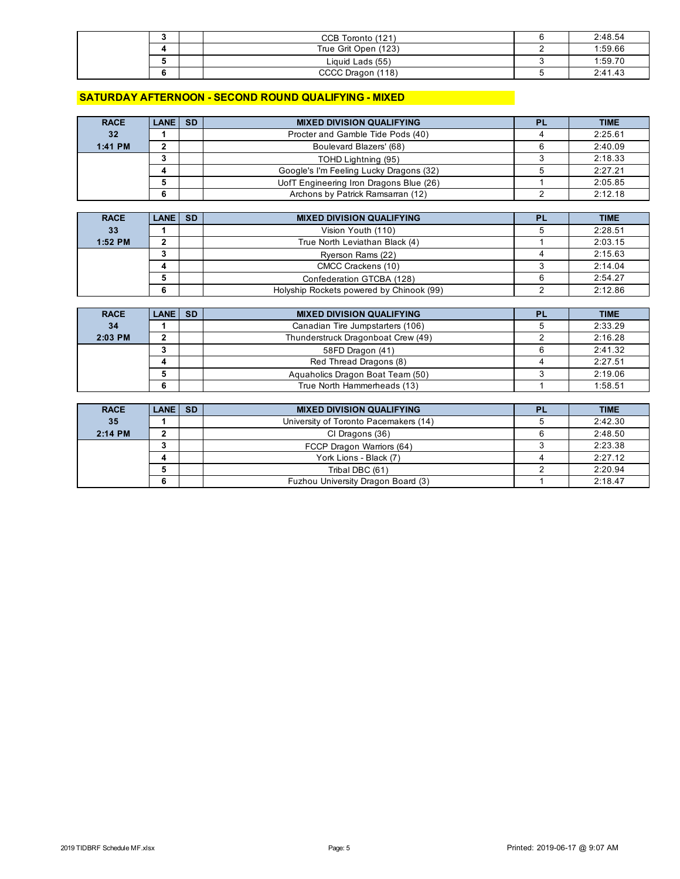| RACE | LANE | SD | | PL | TIME |
|---|---|---|---|---|---|
| | 3 | | CCB Toronto (121) | 6 | 2:48.54 |
| | 4 | | True Grit Open (123) | 2 | 1:59.66 |
| | 5 | | Liquid Lads (55) | 3 | 1:59.70 |
| | 6 | | CCCC Dragon (118) | 5 | 2:41.43 |

## SATURDAY AFTERNOON - SECOND ROUND QUALIFYING - MIXED

| RACE | LANE | SD | MIXED DIVISION QUALIFYING | PL | TIME |
|---|---|---|---|---|---|
| 32 | 1 | | Procter and Gamble Tide Pods (40) | 4 | 2:25.61 |
| 1:41 PM | 2 | | Boulevard Blazers' (68) | 6 | 2:40.09 |
| | 3 | | TOHD Lightning (95) | 3 | 2:18.33 |
| | 4 | | Google's I'm Feeling Lucky Dragons (32) | 5 | 2:27.21 |
| | 5 | | UofT Engineering Iron Dragons Blue (26) | 1 | 2:05.85 |
| | 6 | | Archons by Patrick Ramsarran (12) | 2 | 2:12.18 |

| RACE | LANE | SD | MIXED DIVISION QUALIFYING | PL | TIME |
|---|---|---|---|---|---|
| 33 | 1 | | Vision Youth (110) | 5 | 2:28.51 |
| 1:52 PM | 2 | | True North Leviathan Black (4) | 1 | 2:03.15 |
| | 3 | | Ryerson Rams (22) | 4 | 2:15.63 |
| | 4 | | CMCC Crackens (10) | 3 | 2:14.04 |
| | 5 | | Confederation GTCBA (128) | 6 | 2:54.27 |
| | 6 | | Holyship Rockets powered by Chinook (99) | 2 | 2:12.86 |

| RACE | LANE | SD | MIXED DIVISION QUALIFYING | PL | TIME |
|---|---|---|---|---|---|
| 34 | 1 | | Canadian Tire Jumpstarters (106) | 5 | 2:33.29 |
| 2:03 PM | 2 | | Thunderstruck Dragonboat Crew (49) | 2 | 2:16.28 |
| | 3 | | 58FD Dragon (41) | 6 | 2:41.32 |
| | 4 | | Red Thread Dragons (8) | 4 | 2:27.51 |
| | 5 | | Aquaholics Dragon Boat Team (50) | 3 | 2:19.06 |
| | 6 | | True North Hammerheads (13) | 1 | 1:58.51 |

| RACE | LANE | SD | MIXED DIVISION QUALIFYING | PL | TIME |
|---|---|---|---|---|---|
| 35 | 1 | | University of Toronto Pacemakers (14) | 5 | 2:42.30 |
| 2:14 PM | 2 | | CI Dragons (36) | 6 | 2:48.50 |
| | 3 | | FCCP Dragon Warriors (64) | 3 | 2:23.38 |
| | 4 | | York Lions - Black (7) | 4 | 2:27.12 |
| | 5 | | Tribal DBC (61) | 2 | 2:20.94 |
| | 6 | | Fuzhou University Dragon Board (3) | 1 | 2:18.47 |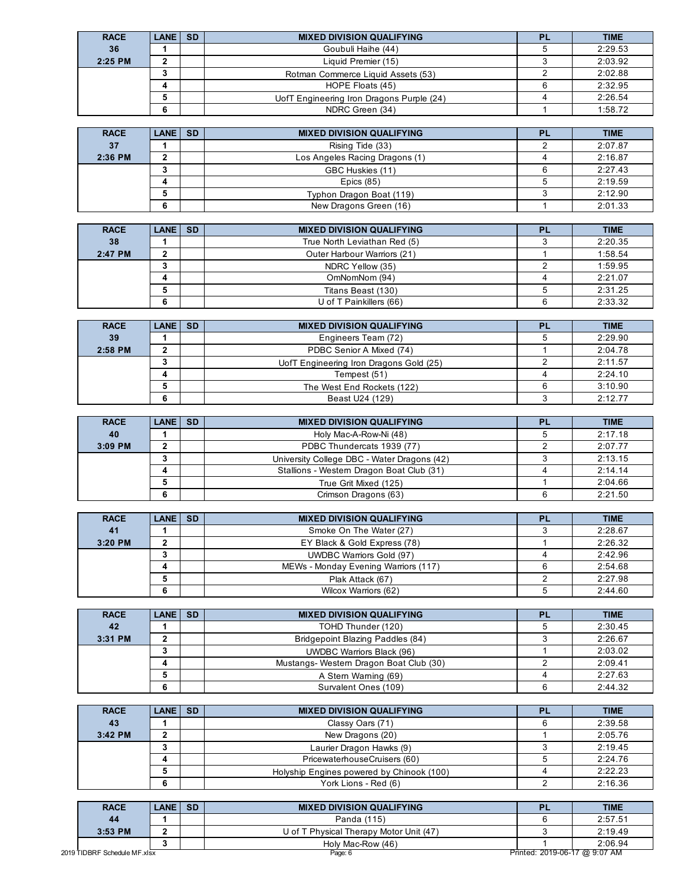| RACE | LANE | SD | MIXED DIVISION QUALIFYING | PL | TIME |
|---|---|---|---|---|---|
| 36 | 1 | | Goubuli Haihe (44) | 5 | 2:29.53 |
| 2:25 PM | 2 | | Liquid Premier (15) | 3 | 2:03.92 |
| | 3 | | Rotman Commerce Liquid Assets (53) | 2 | 2:02.88 |
| | 4 | | HOPE Floats (45) | 6 | 2:32.95 |
| | 5 | | UofT Engineering Iron Dragons Purple (24) | 4 | 2:26.54 |
| | 6 | | NDRC Green (34) | 1 | 1:58.72 |

| RACE | LANE | SD | MIXED DIVISION QUALIFYING | PL | TIME |
|---|---|---|---|---|---|
| 37 | 1 | | Rising Tide (33) | 2 | 2:07.87 |
| 2:36 PM | 2 | | Los Angeles Racing Dragons (1) | 4 | 2:16.87 |
| | 3 | | GBC Huskies (11) | 6 | 2:27.43 |
| | 4 | | Epics (85) | 5 | 2:19.59 |
| | 5 | | Typhon Dragon Boat (119) | 3 | 2:12.90 |
| | 6 | | New Dragons Green (16) | 1 | 2:01.33 |

| RACE | LANE | SD | MIXED DIVISION QUALIFYING | PL | TIME |
|---|---|---|---|---|---|
| 38 | 1 | | True North Leviathan Red (5) | 3 | 2:20.35 |
| 2:47 PM | 2 | | Outer Harbour Warriors (21) | 1 | 1:58.54 |
| | 3 | | NDRC Yellow (35) | 2 | 1:59.95 |
| | 4 | | OmNomNom (94) | 4 | 2:21.07 |
| | 5 | | Titans Beast (130) | 5 | 2:31.25 |
| | 6 | | U of T Painkillers (66) | 6 | 2:33.32 |

| RACE | LANE | SD | MIXED DIVISION QUALIFYING | PL | TIME |
|---|---|---|---|---|---|
| 39 | 1 | | Engineers Team (72) | 5 | 2:29.90 |
| 2:58 PM | 2 | | PDBC Senior A Mixed (74) | 1 | 2:04.78 |
| | 3 | | UofT Engineering Iron Dragons Gold (25) | 2 | 2:11.57 |
| | 4 | | Tempest (51) | 4 | 2:24.10 |
| | 5 | | The West End Rockets (122) | 6 | 3:10.90 |
| | 6 | | Beast U24 (129) | 3 | 2:12.77 |

| RACE | LANE | SD | MIXED DIVISION QUALIFYING | PL | TIME |
|---|---|---|---|---|---|
| 40 | 1 | | Holy Mac-A-Row-Ni (48) | 5 | 2:17.18 |
| 3:09 PM | 2 | | PDBC Thundercats 1939 (77) | 2 | 2:07.77 |
| | 3 | | University College DBC - Water Dragons (42) | 3 | 2:13.15 |
| | 4 | | Stallions - Western Dragon Boat Club (31) | 4 | 2:14.14 |
| | 5 | | True Grit Mixed (125) | 1 | 2:04.66 |
| | 6 | | Crimson Dragons (63) | 6 | 2:21.50 |

| RACE | LANE | SD | MIXED DIVISION QUALIFYING | PL | TIME |
|---|---|---|---|---|---|
| 41 | 1 | | Smoke On The Water (27) | 3 | 2:28.67 |
| 3:20 PM | 2 | | EY Black & Gold Express (78) | 1 | 2:26.32 |
| | 3 | | UWDBC Warriors Gold (97) | 4 | 2:42.96 |
| | 4 | | MEWs - Monday Evening Warriors (117) | 6 | 2:54.68 |
| | 5 | | Plak Attack (67) | 2 | 2:27.98 |
| | 6 | | Wilcox Warriors (62) | 5 | 2:44.60 |

| RACE | LANE | SD | MIXED DIVISION QUALIFYING | PL | TIME |
|---|---|---|---|---|---|
| 42 | 1 | | TOHD Thunder (120) | 5 | 2:30.45 |
| 3:31 PM | 2 | | Bridgepoint Blazing Paddles (84) | 3 | 2:26.67 |
| | 3 | | UWDBC Warriors Black (96) | 1 | 2:03.02 |
| | 4 | | Mustangs- Western Dragon Boat Club (30) | 2 | 2:09.41 |
| | 5 | | A Stern Warning (69) | 4 | 2:27.63 |
| | 6 | | Survalent Ones (109) | 6 | 2:44.32 |

| RACE | LANE | SD | MIXED DIVISION QUALIFYING | PL | TIME |
|---|---|---|---|---|---|
| 43 | 1 | | Classy Oars (71) | 6 | 2:39.58 |
| 3:42 PM | 2 | | New Dragons (20) | 1 | 2:05.76 |
| | 3 | | Laurier Dragon Hawks (9) | 3 | 2:19.45 |
| | 4 | | PricewaterhouseCruisers (60) | 5 | 2:24.76 |
| | 5 | | Holyship Engines powered by Chinook (100) | 4 | 2:22.23 |
| | 6 | | York Lions - Red (6) | 2 | 2:16.36 |

| RACE | LANE | SD | MIXED DIVISION QUALIFYING | PL | TIME |
|---|---|---|---|---|---|
| 44 | 1 | | Panda (115) | 6 | 2:57.51 |
| 3:53 PM | 2 | | U of T Physical Therapy Motor Unit (47) | 3 | 2:19.49 |
| | 3 | | Holy Mac-Row (46) | 1 | 2:06.94 |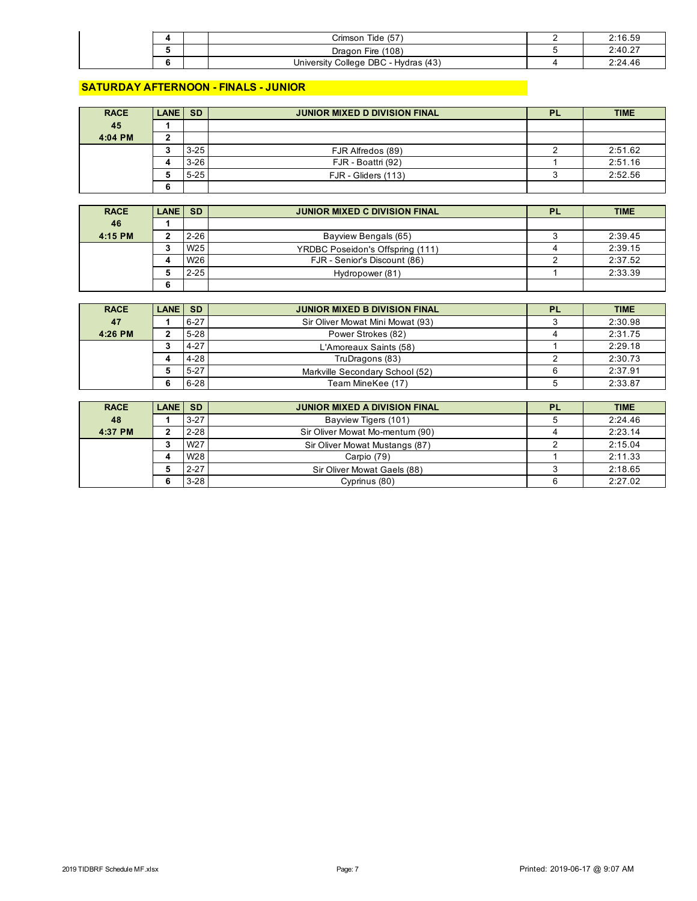| RACE | LANE | SD | | PL | TIME |
|---|---|---|---|---|---|
| | 4 | | Crimson Tide (57) | 2 | 2:16.59 |
| | 5 | | Dragon Fire (108) | 5 | 2:40.27 |
| | 6 | | University College DBC - Hydras (43) | 4 | 2:24.46 |

## SATURDAY AFTERNOON - FINALS - JUNIOR

| RACE | LANE | SD | JUNIOR MIXED D DIVISION FINAL | PL | TIME |
|---|---|---|---|---|---|
| 45 | 1 | | | | |
| 4:04 PM | 2 | | | | |
| | 3 | 3-25 | FJR Alfredos (89) | 2 | 2:51.62 |
| | 4 | 3-26 | FJR - Boattri (92) | 1 | 2:51.16 |
| | 5 | 5-25 | FJR - Gliders (113) | 3 | 2:52.56 |
| | 6 | | | | |

| RACE | LANE | SD | JUNIOR MIXED C DIVISION FINAL | PL | TIME |
|---|---|---|---|---|---|
| 46 | 1 | | | | |
| 4:15 PM | 2 | 2-26 | Bayview Bengals (65) | 3 | 2:39.45 |
| | 3 | W25 | YRDBC Poseidon's Offspring (111) | 4 | 2:39.15 |
| | 4 | W26 | FJR - Senior's Discount (86) | 2 | 2:37.52 |
| | 5 | 2-25 | Hydropower (81) | 1 | 2:33.39 |
| | 6 | | | | |

| RACE | LANE | SD | JUNIOR MIXED B DIVISION FINAL | PL | TIME |
|---|---|---|---|---|---|
| 47 | 1 | 6-27 | Sir Oliver Mowat Mini Mowat (93) | 3 | 2:30.98 |
| 4:26 PM | 2 | 5-28 | Power Strokes (82) | 4 | 2:31.75 |
| | 3 | 4-27 | L'Amoreaux Saints (58) | 1 | 2:29.18 |
| | 4 | 4-28 | TruDragons (83) | 2 | 2:30.73 |
| | 5 | 5-27 | Markville Secondary School (52) | 6 | 2:37.91 |
| | 6 | 6-28 | Team MineKee (17) | 5 | 2:33.87 |

| RACE | LANE | SD | JUNIOR MIXED A DIVISION FINAL | PL | TIME |
|---|---|---|---|---|---|
| 48 | 1 | 3-27 | Bayview Tigers (101) | 5 | 2:24.46 |
| 4:37 PM | 2 | 2-28 | Sir Oliver Mowat Mo-mentum (90) | 4 | 2:23.14 |
| | 3 | W27 | Sir Oliver Mowat Mustangs (87) | 2 | 2:15.04 |
| | 4 | W28 | Carpio (79) | 1 | 2:11.33 |
| | 5 | 2-27 | Sir Oliver Mowat Gaels (88) | 3 | 2:18.65 |
| | 6 | 3-28 | Cyprinus (80) | 6 | 2:27.02 |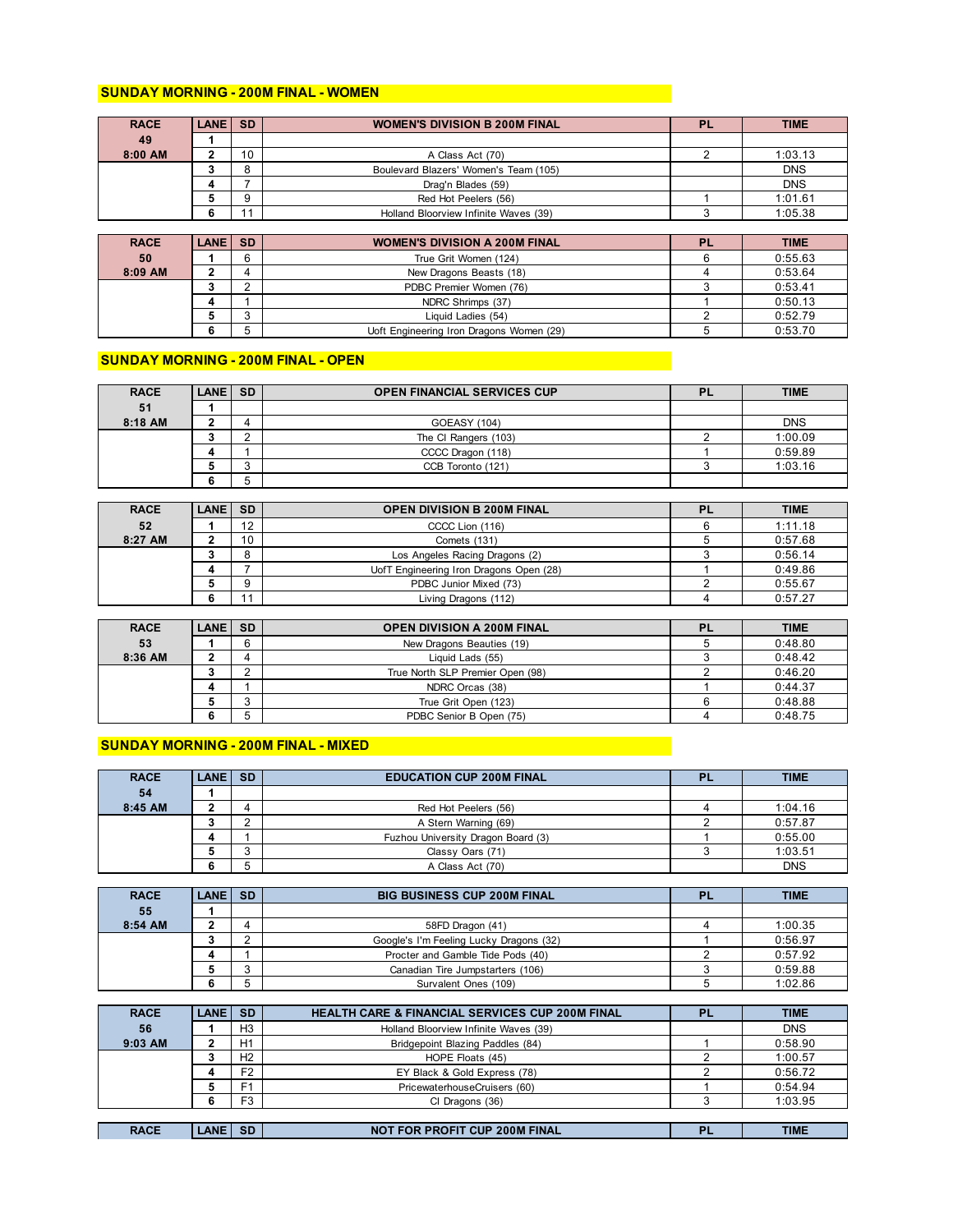## SUNDAY MORNING - 200M FINAL - WOMEN

| RACE | LANE | SD | WOMEN'S DIVISION B 200M FINAL | PL | TIME |
|---|---|---|---|---|---|
| 49 | 1 | | | | |
| 8:00 AM | 2 | 10 | A Class Act (70) | 2 | 1:03.13 |
| | 3 | 8 | Boulevard Blazers' Women's Team (105) | | DNS |
| | 4 | 7 | Drag'n Blades (59) | | DNS |
| | 5 | 9 | Red Hot Peelers (56) | 1 | 1:01.61 |
| | 6 | 11 | Holland Bloorview Infinite Waves (39) | 3 | 1:05.38 |

| RACE | LANE | SD | WOMEN'S DIVISION A 200M FINAL | PL | TIME |
|---|---|---|---|---|---|
| 50 | 1 | 6 | True Grit Women (124) | 6 | 0:55.63 |
| 8:09 AM | 2 | 4 | New Dragons Beasts (18) | 4 | 0:53.64 |
| | 3 | 2 | PDBC Premier Women (76) | 3 | 0:53.41 |
| | 4 | 1 | NDRC Shrimps (37) | 1 | 0:50.13 |
| | 5 | 3 | Liquid Ladies (54) | 2 | 0:52.79 |
| | 6 | 5 | Uoft Engineering Iron Dragons Women (29) | 5 | 0:53.70 |

## SUNDAY MORNING - 200M FINAL - OPEN

| RACE | LANE | SD | OPEN FINANCIAL SERVICES CUP | PL | TIME |
|---|---|---|---|---|---|
| 51 | 1 | | | | |
| 8:18 AM | 2 | 4 | GOEASY (104) | | DNS |
| | 3 | 2 | The CI Rangers (103) | 2 | 1:00.09 |
| | 4 | 1 | CCCC Dragon (118) | 1 | 0:59.89 |
| | 5 | 3 | CCB Toronto (121) | 3 | 1:03.16 |
| | 6 | 5 | | | |

| RACE | LANE | SD | OPEN DIVISION B 200M FINAL | PL | TIME |
|---|---|---|---|---|---|
| 52 | 1 | 12 | CCCC Lion (116) | 6 | 1:11.18 |
| 8:27 AM | 2 | 10 | Comets (131) | 5 | 0:57.68 |
| | 3 | 8 | Los Angeles Racing Dragons (2) | 3 | 0:56.14 |
| | 4 | 7 | UofT Engineering Iron Dragons Open (28) | 1 | 0:49.86 |
| | 5 | 9 | PDBC Junior Mixed (73) | 2 | 0:55.67 |
| | 6 | 11 | Living Dragons (112) | 4 | 0:57.27 |

| RACE | LANE | SD | OPEN DIVISION A 200M FINAL | PL | TIME |
|---|---|---|---|---|---|
| 53 | 1 | 6 | New Dragons Beauties (19) | 5 | 0:48.80 |
| 8:36 AM | 2 | 4 | Liquid Lads (55) | 3 | 0:48.42 |
| | 3 | 2 | True North SLP Premier Open (98) | 2 | 0:46.20 |
| | 4 | 1 | NDRC Orcas (38) | 1 | 0:44.37 |
| | 5 | 3 | True Grit Open (123) | 6 | 0:48.88 |
| | 6 | 5 | PDBC Senior B Open (75) | 4 | 0:48.75 |

## SUNDAY MORNING - 200M FINAL - MIXED

| RACE | LANE | SD | EDUCATION CUP 200M FINAL | PL | TIME |
|---|---|---|---|---|---|
| 54 | 1 | | | | |
| 8:45 AM | 2 | 4 | Red Hot Peelers (56) | 4 | 1:04.16 |
| | 3 | 2 | A Stern Warning (69) | 2 | 0:57.87 |
| | 4 | 1 | Fuzhou University Dragon Board (3) | 1 | 0:55.00 |
| | 5 | 3 | Classy Oars (71) | 3 | 1:03.51 |
| | 6 | 5 | A Class Act (70) | | DNS |

| RACE | LANE | SD | BIG BUSINESS CUP 200M FINAL | PL | TIME |
|---|---|---|---|---|---|
| 55 | 1 | | | | |
| 8:54 AM | 2 | 4 | 58FD Dragon (41) | 4 | 1:00.35 |
| | 3 | 2 | Google's I'm Feeling Lucky Dragons (32) | 1 | 0:56.97 |
| | 4 | 1 | Procter and Gamble Tide Pods (40) | 2 | 0:57.92 |
| | 5 | 3 | Canadian Tire Jumpstarters (106) | 3 | 0:59.88 |
| | 6 | 5 | Survalent Ones (109) | 5 | 1:02.86 |

| RACE | LANE | SD | HEALTH CARE & FINANCIAL SERVICES CUP 200M FINAL | PL | TIME |
|---|---|---|---|---|---|
| 56 | 1 | H3 | Holland Bloorview Infinite Waves (39) | | DNS |
| 9:03 AM | 2 | H1 | Bridgepoint Blazing Paddles (84) | 1 | 0:58.90 |
| | 3 | H2 | HOPE Floats (45) | 2 | 1:00.57 |
| | 4 | F2 | EY Black & Gold Express (78) | 2 | 0:56.72 |
| | 5 | F1 | PricewaterhouseCruisers (60) | 1 | 0:54.94 |
| | 6 | F3 | CI Dragons (36) | 3 | 1:03.95 |

| RACE | LANE | SD | NOT FOR PROFIT CUP 200M FINAL | PL | TIME |
|---|---|---|---|---|---|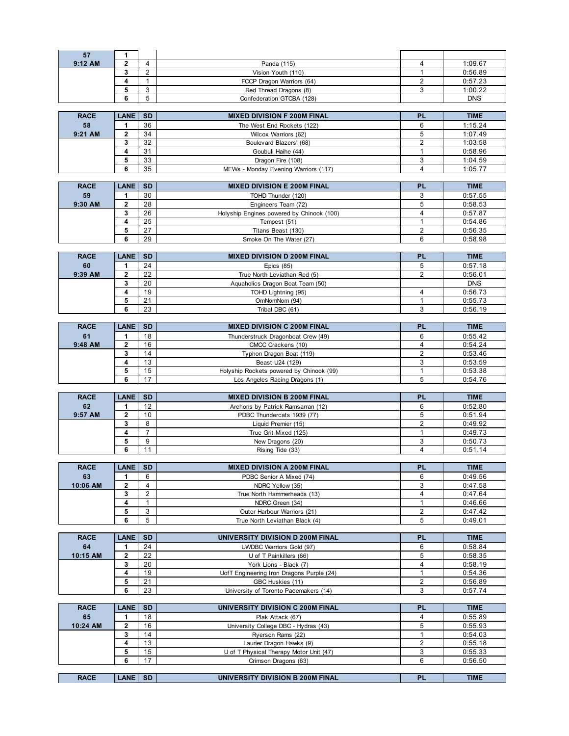| RACE | LANE | SD | | PL | TIME |
|---|---|---|---|---|---|
| 57 | 1 | | | | |
| 9:12 AM | 2 | 4 | Panda (115) | 4 | 1:09.67 |
| | 3 | 2 | Vision Youth (110) | 1 | 0:56.89 |
| | 4 | 1 | FCCP Dragon Warriors (64) | 2 | 0:57.23 |
| | 5 | 3 | Red Thread Dragons (8) | 3 | 1:00.22 |
| | 6 | 5 | Confederation GTCBA (128) | | DNS |

| RACE | LANE | SD | MIXED DIVISION F 200M FINAL | PL | TIME |
|---|---|---|---|---|---|
| 58 | 1 | 36 | The West End Rockets (122) | 6 | 1:15.24 |
| 9:21 AM | 2 | 34 | Wilcox Warriors (62) | 5 | 1:07.49 |
| | 3 | 32 | Boulevard Blazers' (68) | 2 | 1:03.58 |
| | 4 | 31 | Goubuli Haihe (44) | 1 | 0:58.96 |
| | 5 | 33 | Dragon Fire (108) | 3 | 1:04.59 |
| | 6 | 35 | MEWs - Monday Evening Warriors (117) | 4 | 1:05.77 |

| RACE | LANE | SD | MIXED DIVISION E 200M FINAL | PL | TIME |
|---|---|---|---|---|---|
| 59 | 1 | 30 | TOHD Thunder (120) | 3 | 0:57.55 |
| 9:30 AM | 2 | 28 | Engineers Team (72) | 5 | 0:58.53 |
| | 3 | 26 | Holyship Engines powered by Chinook (100) | 4 | 0:57.87 |
| | 4 | 25 | Tempest (51) | 1 | 0:54.86 |
| | 5 | 27 | Titans Beast (130) | 2 | 0:56.35 |
| | 6 | 29 | Smoke On The Water (27) | 6 | 0:58.98 |

| RACE | LANE | SD | MIXED DIVISION D 200M FINAL | PL | TIME |
|---|---|---|---|---|---|
| 60 | 1 | 24 | Epics (85) | 5 | 0:57.18 |
| 9:39 AM | 2 | 22 | True North Leviathan Red (5) | 2 | 0:56.01 |
| | 3 | 20 | Aquaholics Dragon Boat Team (50) | | DNS |
| | 4 | 19 | TOHD Lightning (95) | 4 | 0:56.73 |
| | 5 | 21 | OmNomNom (94) | 1 | 0:55.73 |
| | 6 | 23 | Tribal DBC (61) | 3 | 0:56.19 |

| RACE | LANE | SD | MIXED DIVISION C 200M FINAL | PL | TIME |
|---|---|---|---|---|---|
| 61 | 1 | 18 | Thunderstruck Dragonboat Crew (49) | 6 | 0:55.42 |
| 9:48 AM | 2 | 16 | CMCC Crackens (10) | 4 | 0:54.24 |
| | 3 | 14 | Typhon Dragon Boat (119) | 2 | 0:53.46 |
| | 4 | 13 | Beast U24 (129) | 3 | 0:53.59 |
| | 5 | 15 | Holyship Rockets powered by Chinook (99) | 1 | 0:53.38 |
| | 6 | 17 | Los Angeles Racing Dragons (1) | 5 | 0:54.76 |

| RACE | LANE | SD | MIXED DIVISION B 200M FINAL | PL | TIME |
|---|---|---|---|---|---|
| 62 | 1 | 12 | Archons by Patrick Ramsarran (12) | 6 | 0:52.80 |
| 9:57 AM | 2 | 10 | PDBC Thundercats 1939 (77) | 5 | 0:51.94 |
| | 3 | 8 | Liquid Premier (15) | 2 | 0:49.92 |
| | 4 | 7 | True Grit Mixed (125) | 1 | 0:49.73 |
| | 5 | 9 | New Dragons (20) | 3 | 0:50.73 |
| | 6 | 11 | Rising Tide (33) | 4 | 0:51.14 |

| RACE | LANE | SD | MIXED DIVISION A 200M FINAL | PL | TIME |
|---|---|---|---|---|---|
| 63 | 1 | 6 | PDBC Senior A Mixed (74) | 6 | 0:49.56 |
| 10:06 AM | 2 | 4 | NDRC Yellow (35) | 3 | 0:47.58 |
| | 3 | 2 | True North Hammerheads (13) | 4 | 0:47.64 |
| | 4 | 1 | NDRC Green (34) | 1 | 0:46.66 |
| | 5 | 3 | Outer Harbour Warriors (21) | 2 | 0:47.42 |
| | 6 | 5 | True North Leviathan Black (4) | 5 | 0:49.01 |

| RACE | LANE | SD | UNIVERSITY DIVISION D 200M FINAL | PL | TIME |
|---|---|---|---|---|---|
| 64 | 1 | 24 | UWDBC Warriors Gold (97) | 6 | 0:58.84 |
| 10:15 AM | 2 | 22 | U of T Painkillers (66) | 5 | 0:58.35 |
| | 3 | 20 | York Lions - Black (7) | 4 | 0:58.19 |
| | 4 | 19 | UofT Engineering Iron Dragons Purple (24) | 1 | 0:54.36 |
| | 5 | 21 | GBC Huskies (11) | 2 | 0:56.89 |
| | 6 | 23 | University of Toronto Pacemakers (14) | 3 | 0:57.74 |

| RACE | LANE | SD | UNIVERSITY DIVISION C 200M FINAL | PL | TIME |
|---|---|---|---|---|---|
| 65 | 1 | 18 | Plak Attack (67) | 4 | 0:55.89 |
| 10:24 AM | 2 | 16 | University College DBC - Hydras (43) | 5 | 0:55.93 |
| | 3 | 14 | Ryerson Rams (22) | 1 | 0:54.03 |
| | 4 | 13 | Laurier Dragon Hawks (9) | 2 | 0:55.18 |
| | 5 | 15 | U of T Physical Therapy Motor Unit (47) | 3 | 0:55.33 |
| | 6 | 17 | Crimson Dragons (63) | 6 | 0:56.50 |

| RACE | LANE | SD | UNIVERSITY DIVISION B 200M FINAL | PL | TIME |
|---|---|---|---|---|---|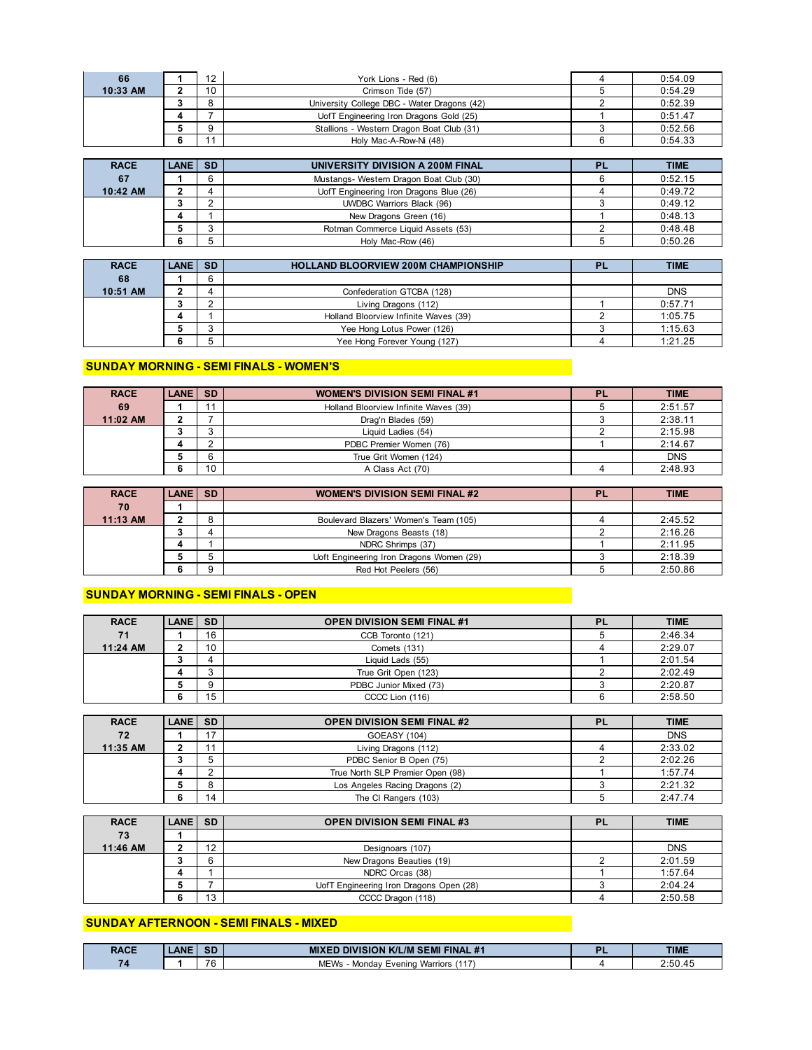| RACE | LANE | SD | | PL | TIME |
|---|---|---|---|---|---|
| 66 | 1 | 12 | York Lions - Red (6) | 4 | 0:54.09 |
| 10:33 AM | 2 | 10 | Crimson Tide (57) | 5 | 0:54.29 |
| | 3 | 8 | University College DBC - Water Dragons (42) | 2 | 0:52.39 |
| | 4 | 7 | UofT Engineering Iron Dragons Gold (25) | 1 | 0:51.47 |
| | 5 | 9 | Stallions - Western Dragon Boat Club (31) | 3 | 0:52.56 |
| | 6 | 11 | Holy Mac-A-Row-Ni (48) | 6 | 0:54.33 |

| RACE | LANE | SD | UNIVERSITY DIVISION A 200M FINAL | PL | TIME |
|---|---|---|---|---|---|
| 67 | 1 | 6 | Mustangs- Western Dragon Boat Club (30) | 6 | 0:52.15 |
| 10:42 AM | 2 | 4 | UofT Engineering Iron Dragons Blue (26) | 4 | 0:49.72 |
| | 3 | 2 | UWDBC Warriors Black (96) | 3 | 0:49.12 |
| | 4 | 1 | New Dragons Green (16) | 1 | 0:48.13 |
| | 5 | 3 | Rotman Commerce Liquid Assets (53) | 2 | 0:48.48 |
| | 6 | 5 | Holy Mac-Row (46) | 5 | 0:50.26 |

| RACE | LANE | SD | HOLLAND BLOORVIEW 200M CHAMPIONSHIP | PL | TIME |
|---|---|---|---|---|---|
| 68 | 1 | 6 | | | |
| 10:51 AM | 2 | 4 | Confederation GTCBA (128) | | DNS |
| | 3 | 2 | Living Dragons (112) | 1 | 0:57.71 |
| | 4 | 1 | Holland Bloorview Infinite Waves (39) | 2 | 1:05.75 |
| | 5 | 3 | Yee Hong Lotus Power (126) | 3 | 1:15.63 |
| | 6 | 5 | Yee Hong Forever Young (127) | 4 | 1:21.25 |

## SUNDAY MORNING - SEMI FINALS - WOMEN'S

| RACE | LANE | SD | WOMEN'S DIVISION SEMI FINAL #1 | PL | TIME |
|---|---|---|---|---|---|
| 69 | 1 | 11 | Holland Bloorview Infinite Waves (39) | 5 | 2:51.57 |
| 11:02 AM | 2 | 7 | Drag'n Blades (59) | 3 | 2:38.11 |
| | 3 | 3 | Liquid Ladies (54) | 2 | 2:15.98 |
| | 4 | 2 | PDBC Premier Women (76) | 1 | 2:14.67 |
| | 5 | 6 | True Grit Women (124) | | DNS |
| | 6 | 10 | A Class Act (70) | 4 | 2:48.93 |

| RACE | LANE | SD | WOMEN'S DIVISION SEMI FINAL #2 | PL | TIME |
|---|---|---|---|---|---|
| 70 | 1 | | | | |
| 11:13 AM | 2 | 8 | Boulevard Blazers' Women's Team (105) | 4 | 2:45.52 |
| | 3 | 4 | New Dragons Beasts (18) | 2 | 2:16.26 |
| | 4 | 1 | NDRC Shrimps (37) | 1 | 2:11.95 |
| | 5 | 5 | Uoft Engineering Iron Dragons Women (29) | 3 | 2:18.39 |
| | 6 | 9 | Red Hot Peelers (56) | 5 | 2:50.86 |

## SUNDAY MORNING - SEMI FINALS - OPEN

| RACE | LANE | SD | OPEN DIVISION SEMI FINAL #1 | PL | TIME |
|---|---|---|---|---|---|
| 71 | 1 | 16 | CCB Toronto (121) | 5 | 2:46.34 |
| 11:24 AM | 2 | 10 | Comets (131) | 4 | 2:29.07 |
| | 3 | 4 | Liquid Lads (55) | 1 | 2:01.54 |
| | 4 | 3 | True Grit Open (123) | 2 | 2:02.49 |
| | 5 | 9 | PDBC Junior Mixed (73) | 3 | 2:20.87 |
| | 6 | 15 | CCCC Lion (116) | 6 | 2:58.50 |

| RACE | LANE | SD | OPEN DIVISION SEMI FINAL #2 | PL | TIME |
|---|---|---|---|---|---|
| 72 | 1 | 17 | GOEASY (104) | | DNS |
| 11:35 AM | 2 | 11 | Living Dragons (112) | 4 | 2:33.02 |
| | 3 | 5 | PDBC Senior B Open (75) | 2 | 2:02.26 |
| | 4 | 2 | True North SLP Premier Open (98) | 1 | 1:57.74 |
| | 5 | 8 | Los Angeles Racing Dragons (2) | 3 | 2:21.32 |
| | 6 | 14 | The CI Rangers (103) | 5 | 2:47.74 |

| RACE | LANE | SD | OPEN DIVISION SEMI FINAL #3 | PL | TIME |
|---|---|---|---|---|---|
| 73 | 1 | | | | |
| 11:46 AM | 2 | 12 | Designoars (107) | | DNS |
| | 3 | 6 | New Dragons Beauties (19) | 2 | 2:01.59 |
| | 4 | 1 | NDRC Orcas (38) | 1 | 1:57.64 |
| | 5 | 7 | UofT Engineering Iron Dragons Open (28) | 3 | 2:04.24 |
| | 6 | 13 | CCCC Dragon (118) | 4 | 2:50.58 |

## SUNDAY AFTERNOON - SEMI FINALS - MIXED

| RACE | LANE | SD | MIXED DIVISION K/L/M SEMI FINAL #1 | PL | TIME |
|---|---|---|---|---|---|
| 74 | 1 | 76 | MEWs - Monday Evening Warriors (117) | 4 | 2:50.45 |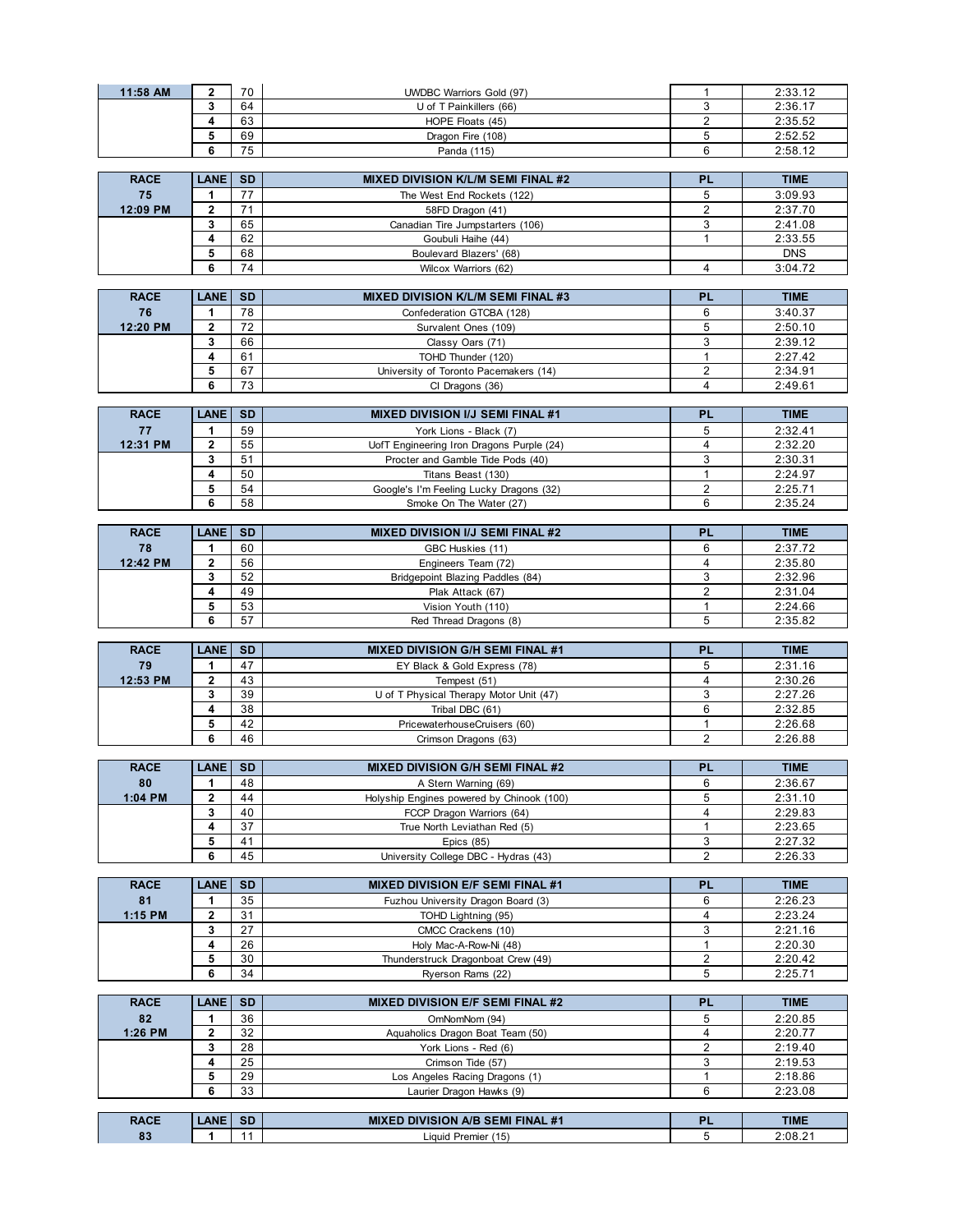| RACE | LANE | SD | | PL | TIME |
|---|---|---|---|---|---|
| 11:58 AM | 2 | 70 | UWDBC Warriors Gold (97) | 1 | 2:33.12 |
| | 3 | 64 | U of T Painkillers (66) | 3 | 2:36.17 |
| | 4 | 63 | HOPE Floats (45) | 2 | 2:35.52 |
| | 5 | 69 | Dragon Fire (108) | 5 | 2:52.52 |
| | 6 | 75 | Panda (115) | 6 | 2:58.12 |

| RACE | LANE | SD | MIXED DIVISION K/L/M SEMI FINAL #2 | PL | TIME |
|---|---|---|---|---|---|
| 75 | 1 | 77 | The West End Rockets (122) | 5 | 3:09.93 |
| 12:09 PM | 2 | 71 | 58FD Dragon (41) | 2 | 2:37.70 |
| | 3 | 65 | Canadian Tire Jumpstarters (106) | 3 | 2:41.08 |
| | 4 | 62 | Goubuli Haihe (44) | 1 | 2:33.55 |
| | 5 | 68 | Boulevard Blazers' (68) | | DNS |
| | 6 | 74 | Wilcox Warriors (62) | 4 | 3:04.72 |

| RACE | LANE | SD | MIXED DIVISION K/L/M SEMI FINAL #3 | PL | TIME |
|---|---|---|---|---|---|
| 76 | 1 | 78 | Confederation GTCBA (128) | 6 | 3:40.37 |
| 12:20 PM | 2 | 72 | Survalent Ones (109) | 5 | 2:50.10 |
| | 3 | 66 | Classy Oars (71) | 3 | 2:39.12 |
| | 4 | 61 | TOHD Thunder (120) | 1 | 2:27.42 |
| | 5 | 67 | University of Toronto Pacemakers (14) | 2 | 2:34.91 |
| | 6 | 73 | CI Dragons (36) | 4 | 2:49.61 |

| RACE | LANE | SD | MIXED DIVISION I/J SEMI FINAL #1 | PL | TIME |
|---|---|---|---|---|---|
| 77 | 1 | 59 | York Lions - Black (7) | 5 | 2:32.41 |
| 12:31 PM | 2 | 55 | UofT Engineering Iron Dragons Purple (24) | 4 | 2:32.20 |
| | 3 | 51 | Procter and Gamble Tide Pods (40) | 3 | 2:30.31 |
| | 4 | 50 | Titans Beast (130) | 1 | 2:24.97 |
| | 5 | 54 | Google's I'm Feeling Lucky Dragons (32) | 2 | 2:25.71 |
| | 6 | 58 | Smoke On The Water (27) | 6 | 2:35.24 |

| RACE | LANE | SD | MIXED DIVISION I/J SEMI FINAL #2 | PL | TIME |
|---|---|---|---|---|---|
| 78 | 1 | 60 | GBC Huskies (11) | 6 | 2:37.72 |
| 12:42 PM | 2 | 56 | Engineers Team (72) | 4 | 2:35.80 |
| | 3 | 52 | Bridgepoint Blazing Paddles (84) | 3 | 2:32.96 |
| | 4 | 49 | Plak Attack (67) | 2 | 2:31.04 |
| | 5 | 53 | Vision Youth (110) | 1 | 2:24.66 |
| | 6 | 57 | Red Thread Dragons (8) | 5 | 2:35.82 |

| RACE | LANE | SD | MIXED DIVISION G/H SEMI FINAL #1 | PL | TIME |
|---|---|---|---|---|---|
| 79 | 1 | 47 | EY Black & Gold Express (78) | 5 | 2:31.16 |
| 12:53 PM | 2 | 43 | Tempest (51) | 4 | 2:30.26 |
| | 3 | 39 | U of T Physical Therapy Motor Unit (47) | 3 | 2:27.26 |
| | 4 | 38 | Tribal DBC (61) | 6 | 2:32.85 |
| | 5 | 42 | PricewaterhouseCruisers (60) | 1 | 2:26.68 |
| | 6 | 46 | Crimson Dragons (63) | 2 | 2:26.88 |

| RACE | LANE | SD | MIXED DIVISION G/H SEMI FINAL #2 | PL | TIME |
|---|---|---|---|---|---|
| 80 | 1 | 48 | A Stern Warning (69) | 6 | 2:36.67 |
| 1:04 PM | 2 | 44 | Holyship Engines powered by Chinook (100) | 5 | 2:31.10 |
| | 3 | 40 | FCCP Dragon Warriors (64) | 4 | 2:29.83 |
| | 4 | 37 | True North Leviathan Red (5) | 1 | 2:23.65 |
| | 5 | 41 | Epics (85) | 3 | 2:27.32 |
| | 6 | 45 | University College DBC - Hydras (43) | 2 | 2:26.33 |

| RACE | LANE | SD | MIXED DIVISION E/F SEMI FINAL #1 | PL | TIME |
|---|---|---|---|---|---|
| 81 | 1 | 35 | Fuzhou University Dragon Board (3) | 6 | 2:26.23 |
| 1:15 PM | 2 | 31 | TOHD Lightning (95) | 4 | 2:23.24 |
| | 3 | 27 | CMCC Crackens (10) | 3 | 2:21.16 |
| | 4 | 26 | Holy Mac-A-Row-Ni (48) | 1 | 2:20.30 |
| | 5 | 30 | Thunderstruck Dragonboat Crew (49) | 2 | 2:20.42 |
| | 6 | 34 | Ryerson Rams (22) | 5 | 2:25.71 |

| RACE | LANE | SD | MIXED DIVISION E/F SEMI FINAL #2 | PL | TIME |
|---|---|---|---|---|---|
| 82 | 1 | 36 | OmNomNom (94) | 5 | 2:20.85 |
| 1:26 PM | 2 | 32 | Aquaholics Dragon Boat Team (50) | 4 | 2:20.77 |
| | 3 | 28 | York Lions - Red (6) | 2 | 2:19.40 |
| | 4 | 25 | Crimson Tide (57) | 3 | 2:19.53 |
| | 5 | 29 | Los Angeles Racing Dragons (1) | 1 | 2:18.86 |
| | 6 | 33 | Laurier Dragon Hawks (9) | 6 | 2:23.08 |

| RACE | LANE | SD | MIXED DIVISION A/B SEMI FINAL #1 | PL | TIME |
|---|---|---|---|---|---|
| 83 | 1 | 11 | Liquid Premier (15) | 5 | 2:08.21 |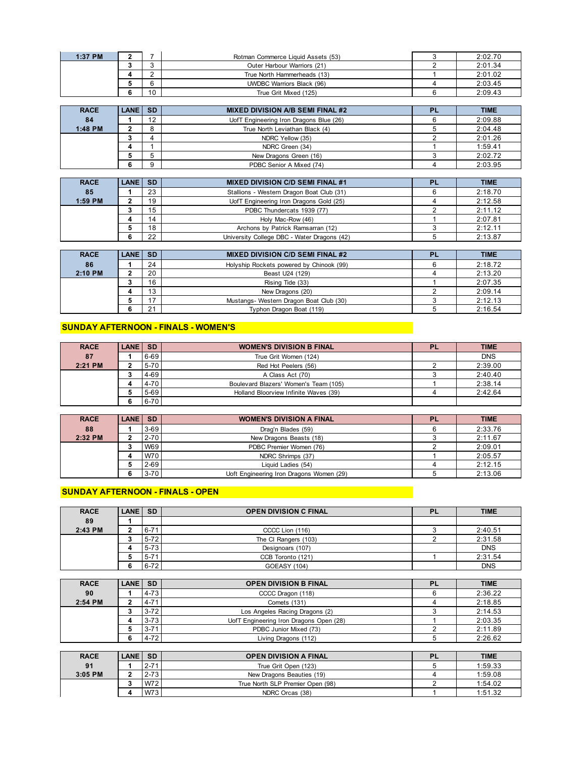| RACE | LANE | SD | | PL | TIME |
|---|---|---|---|---|---|
| 1:37 PM | 2 | 7 | Rotman Commerce Liquid Assets (53) | 3 | 2:02.70 |
| | 3 | 3 | Outer Harbour Warriors (21) | 2 | 2:01.34 |
| | 4 | 2 | True North Hammerheads (13) | 1 | 2:01.02 |
| | 5 | 6 | UWDBC Warriors Black (96) | 4 | 2:03.45 |
| | 6 | 10 | True Grit Mixed (125) | 6 | 2:09.43 |

| RACE | LANE | SD | MIXED DIVISION A/B SEMI FINAL #2 | PL | TIME |
|---|---|---|---|---|---|
| 84 | 1 | 12 | UofT Engineering Iron Dragons Blue (26) | 6 | 2:09.88 |
| 1:48 PM | 2 | 8 | True North Leviathan Black (4) | 5 | 2:04.48 |
| | 3 | 4 | NDRC Yellow (35) | 2 | 2:01.26 |
| | 4 | 1 | NDRC Green (34) | 1 | 1:59.41 |
| | 5 | 5 | New Dragons Green (16) | 3 | 2:02.72 |
| | 6 | 9 | PDBC Senior A Mixed (74) | 4 | 2:03.95 |

| RACE | LANE | SD | MIXED DIVISION C/D SEMI FINAL #1 | PL | TIME |
|---|---|---|---|---|---|
| 85 | 1 | 23 | Stallions - Western Dragon Boat Club (31) | 6 | 2:18.70 |
| 1:59 PM | 2 | 19 | UofT Engineering Iron Dragons Gold (25) | 4 | 2:12.58 |
| | 3 | 15 | PDBC Thundercats 1939 (77) | 2 | 2:11.12 |
| | 4 | 14 | Holy Mac-Row (46) | 1 | 2:07.81 |
| | 5 | 18 | Archons by Patrick Ramsarran (12) | 3 | 2:12.11 |
| | 6 | 22 | University College DBC - Water Dragons (42) | 5 | 2:13.87 |

| RACE | LANE | SD | MIXED DIVISION C/D SEMI FINAL #2 | PL | TIME |
|---|---|---|---|---|---|
| 86 | 1 | 24 | Holyship Rockets powered by Chinook (99) | 6 | 2:18.72 |
| 2:10 PM | 2 | 20 | Beast U24 (129) | 4 | 2:13.20 |
| | 3 | 16 | Rising Tide (33) | 1 | 2:07.35 |
| | 4 | 13 | New Dragons (20) | 2 | 2:09.14 |
| | 5 | 17 | Mustangs- Western Dragon Boat Club (30) | 3 | 2:12.13 |
| | 6 | 21 | Typhon Dragon Boat (119) | 5 | 2:16.54 |

## SUNDAY AFTERNOON - FINALS - WOMEN'S

| RACE | LANE | SD | WOMEN'S DIVISION B FINAL | PL | TIME |
|---|---|---|---|---|---|
| 87 | 1 | 6-69 | True Grit Women (124) | | DNS |
| 2:21 PM | 2 | 5-70 | Red Hot Peelers (56) | 2 | 2:39.00 |
| | 3 | 4-69 | A Class Act (70) | 3 | 2:40.40 |
| | 4 | 4-70 | Boulevard Blazers' Women's Team (105) | 1 | 2:38.14 |
| | 5 | 5-69 | Holland Bloorview Infinite Waves (39) | 4 | 2:42.64 |
| | 6 | 6-70 | | | |

| RACE | LANE | SD | WOMEN'S DIVISION A FINAL | PL | TIME |
|---|---|---|---|---|---|
| 88 | 1 | 3-69 | Drag'n Blades (59) | 6 | 2:33.76 |
| 2:32 PM | 2 | 2-70 | New Dragons Beasts (18) | 3 | 2:11.67 |
| | 3 | W69 | PDBC Premier Women (76) | 2 | 2:09.01 |
| | 4 | W70 | NDRC Shrimps (37) | 1 | 2:05.57 |
| | 5 | 2-69 | Liquid Ladies (54) | 4 | 2:12.15 |
| | 6 | 3-70 | Uoft Engineering Iron Dragons Women (29) | 5 | 2:13.06 |

## SUNDAY AFTERNOON - FINALS - OPEN

| RACE | LANE | SD | OPEN DIVISION C FINAL | PL | TIME |
|---|---|---|---|---|---|
| 89 | 1 | | | | |
| 2:43 PM | 2 | 6-71 | CCCC Lion (116) | 3 | 2:40.51 |
| | 3 | 5-72 | The CI Rangers (103) | 2 | 2:31.58 |
| | 4 | 5-73 | Designoars (107) | | DNS |
| | 5 | 5-71 | CCB Toronto (121) | 1 | 2:31.54 |
| | 6 | 6-72 | GOEASY (104) | | DNS |

| RACE | LANE | SD | OPEN DIVISION B FINAL | PL | TIME |
|---|---|---|---|---|---|
| 90 | 1 | 4-73 | CCCC Dragon (118) | 6 | 2:36.22 |
| 2:54 PM | 2 | 4-71 | Comets (131) | 4 | 2:18.85 |
| | 3 | 3-72 | Los Angeles Racing Dragons (2) | 3 | 2:14.53 |
| | 4 | 3-73 | UofT Engineering Iron Dragons Open (28) | 1 | 2:03.35 |
| | 5 | 3-71 | PDBC Junior Mixed (73) | 2 | 2:11.89 |
| | 6 | 4-72 | Living Dragons (112) | 5 | 2:26.62 |

| RACE | LANE | SD | OPEN DIVISION A FINAL | PL | TIME |
|---|---|---|---|---|---|
| 91 | 1 | 2-71 | True Grit Open (123) | 5 | 1:59.33 |
| 3:05 PM | 2 | 2-73 | New Dragons Beauties (19) | 4 | 1:59.08 |
| | 3 | W72 | True North SLP Premier Open (98) | 2 | 1:54.02 |
| | 4 | W73 | NDRC Orcas (38) | 1 | 1:51.32 |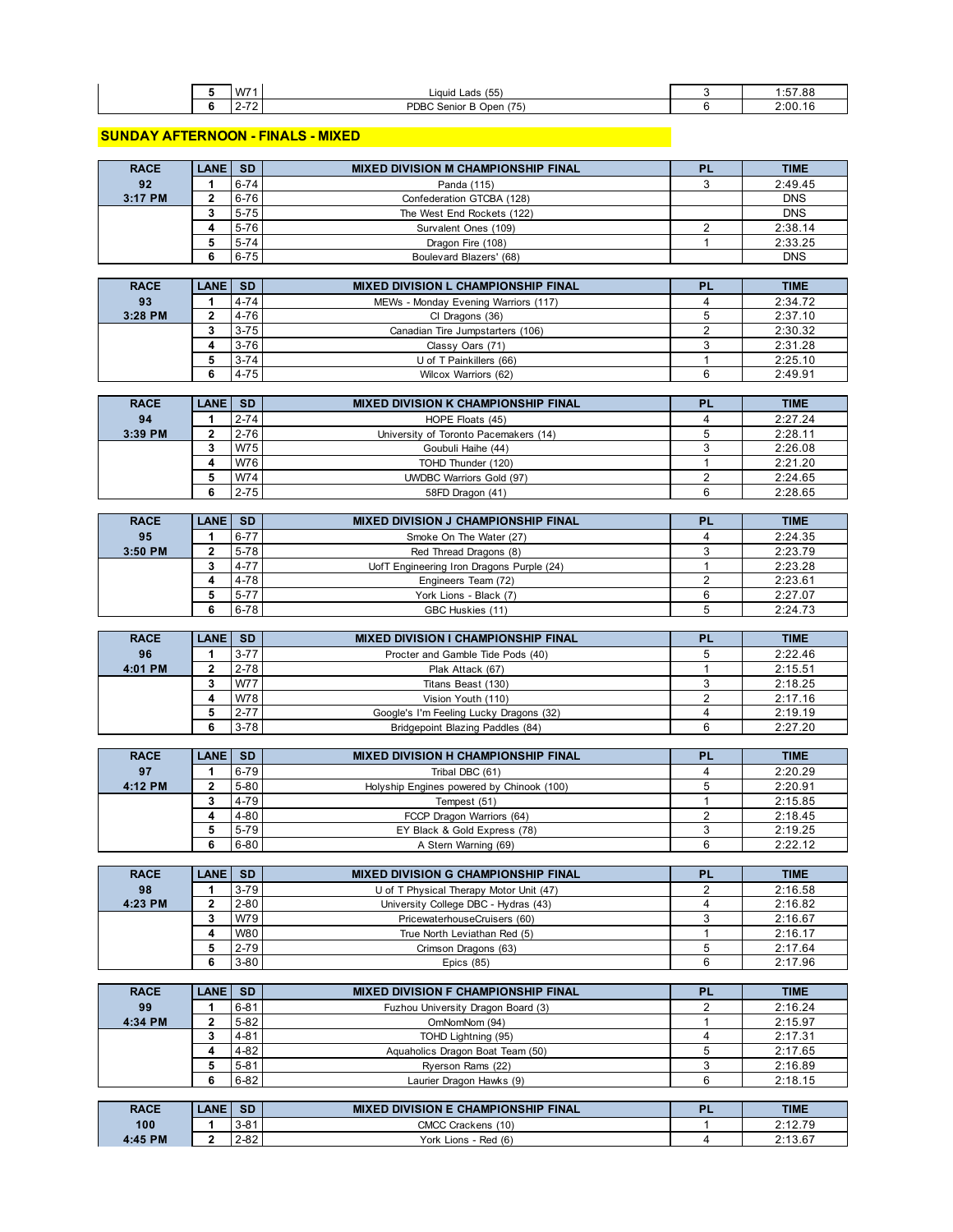| | LANE | SD | | PL | TIME |
|---|---|---|---|---|---|
| | 5 | W71 | Liquid Lads (55) | 3 | 1:57.88 |
| | 6 | 2-72 | PDBC Senior B Open (75) | 6 | 2:00.16 |

## SUNDAY AFTERNOON - FINALS - MIXED

| RACE | LANE | SD | MIXED DIVISION M CHAMPIONSHIP FINAL | PL | TIME |
|---|---|---|---|---|---|
| 92 | 1 | 6-74 | Panda (115) | 3 | 2:49.45 |
| 3:17 PM | 2 | 6-76 | Confederation GTCBA (128) | | DNS |
| | 3 | 5-75 | The West End Rockets (122) | | DNS |
| | 4 | 5-76 | Survalent Ones (109) | 2 | 2:38.14 |
| | 5 | 5-74 | Dragon Fire (108) | 1 | 2:33.25 |
| | 6 | 6-75 | Boulevard Blazers' (68) | | DNS |

| RACE | LANE | SD | MIXED DIVISION L CHAMPIONSHIP FINAL | PL | TIME |
|---|---|---|---|---|---|
| 93 | 1 | 4-74 | MEWs - Monday Evening Warriors (117) | 4 | 2:34.72 |
| 3:28 PM | 2 | 4-76 | CI Dragons (36) | 5 | 2:37.10 |
| | 3 | 3-75 | Canadian Tire Jumpstarters (106) | 2 | 2:30.32 |
| | 4 | 3-76 | Classy Oars (71) | 3 | 2:31.28 |
| | 5 | 3-74 | U of T Painkillers (66) | 1 | 2:25.10 |
| | 6 | 4-75 | Wilcox Warriors (62) | 6 | 2:49.91 |

| RACE | LANE | SD | MIXED DIVISION K CHAMPIONSHIP FINAL | PL | TIME |
|---|---|---|---|---|---|
| 94 | 1 | 2-74 | HOPE Floats (45) | 4 | 2:27.24 |
| 3:39 PM | 2 | 2-76 | University of Toronto Pacemakers (14) | 5 | 2:28.11 |
| | 3 | W75 | Goubuli Haihe (44) | 3 | 2:26.08 |
| | 4 | W76 | TOHD Thunder (120) | 1 | 2:21.20 |
| | 5 | W74 | UWDBC Warriors Gold (97) | 2 | 2:24.65 |
| | 6 | 2-75 | 58FD Dragon (41) | 6 | 2:28.65 |

| RACE | LANE | SD | MIXED DIVISION J CHAMPIONSHIP FINAL | PL | TIME |
|---|---|---|---|---|---|
| 95 | 1 | 6-77 | Smoke On The Water (27) | 4 | 2:24.35 |
| 3:50 PM | 2 | 5-78 | Red Thread Dragons (8) | 3 | 2:23.79 |
| | 3 | 4-77 | UofT Engineering Iron Dragons Purple (24) | 1 | 2:23.28 |
| | 4 | 4-78 | Engineers Team (72) | 2 | 2:23.61 |
| | 5 | 5-77 | York Lions - Black (7) | 6 | 2:27.07 |
| | 6 | 6-78 | GBC Huskies (11) | 5 | 2:24.73 |

| RACE | LANE | SD | MIXED DIVISION I CHAMPIONSHIP FINAL | PL | TIME |
|---|---|---|---|---|---|
| 96 | 1 | 3-77 | Procter and Gamble Tide Pods (40) | 5 | 2:22.46 |
| 4:01 PM | 2 | 2-78 | Plak Attack (67) | 1 | 2:15.51 |
| | 3 | W77 | Titans Beast (130) | 3 | 2:18.25 |
| | 4 | W78 | Vision Youth (110) | 2 | 2:17.16 |
| | 5 | 2-77 | Google's I'm Feeling Lucky Dragons (32) | 4 | 2:19.19 |
| | 6 | 3-78 | Bridgepoint Blazing Paddles (84) | 6 | 2:27.20 |

| RACE | LANE | SD | MIXED DIVISION H CHAMPIONSHIP FINAL | PL | TIME |
|---|---|---|---|---|---|
| 97 | 1 | 6-79 | Tribal DBC (61) | 4 | 2:20.29 |
| 4:12 PM | 2 | 5-80 | Holyship Engines powered by Chinook (100) | 5 | 2:20.91 |
| | 3 | 4-79 | Tempest (51) | 1 | 2:15.85 |
| | 4 | 4-80 | FCCP Dragon Warriors (64) | 2 | 2:18.45 |
| | 5 | 5-79 | EY Black & Gold Express (78) | 3 | 2:19.25 |
| | 6 | 6-80 | A Stern Warning (69) | 6 | 2:22.12 |

| RACE | LANE | SD | MIXED DIVISION G CHAMPIONSHIP FINAL | PL | TIME |
|---|---|---|---|---|---|
| 98 | 1 | 3-79 | U of T Physical Therapy Motor Unit (47) | 2 | 2:16.58 |
| 4:23 PM | 2 | 2-80 | University College DBC - Hydras (43) | 4 | 2:16.82 |
| | 3 | W79 | PricewaterhouseCruisers (60) | 3 | 2:16.67 |
| | 4 | W80 | True North Leviathan Red (5) | 1 | 2:16.17 |
| | 5 | 2-79 | Crimson Dragons (63) | 5 | 2:17.64 |
| | 6 | 3-80 | Epics (85) | 6 | 2:17.96 |

| RACE | LANE | SD | MIXED DIVISION F CHAMPIONSHIP FINAL | PL | TIME |
|---|---|---|---|---|---|
| 99 | 1 | 6-81 | Fuzhou University Dragon Board (3) | 2 | 2:16.24 |
| 4:34 PM | 2 | 5-82 | OmNomNom (94) | 1 | 2:15.97 |
| | 3 | 4-81 | TOHD Lightning (95) | 4 | 2:17.31 |
| | 4 | 4-82 | Aquaholics Dragon Boat Team (50) | 5 | 2:17.65 |
| | 5 | 5-81 | Ryerson Rams (22) | 3 | 2:16.89 |
| | 6 | 6-82 | Laurier Dragon Hawks (9) | 6 | 2:18.15 |

| RACE | LANE | SD | MIXED DIVISION E CHAMPIONSHIP FINAL | PL | TIME |
|---|---|---|---|---|---|
| 100 | 1 | 3-81 | CMCC Crackens (10) | 1 | 2:12.79 |
| 4:45 PM | 2 | 2-82 | York Lions - Red (6) | 4 | 2:13.67 |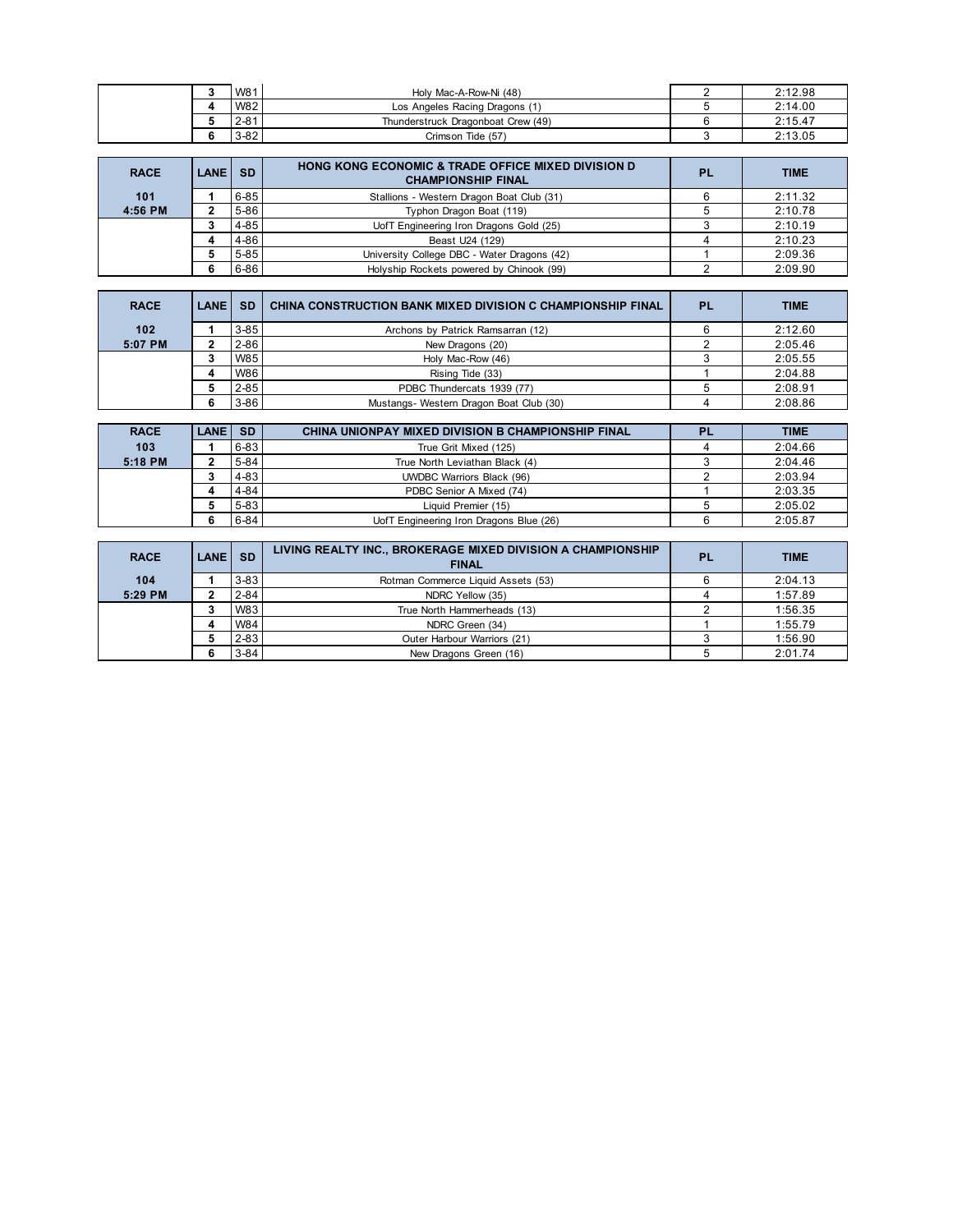| | | | | | |
|---|---|---|---|---|---|
| | 3 | W81 | Holy Mac-A-Row-Ni (48) | 2 | 2:12.98 |
| | 4 | W82 | Los Angeles Racing Dragons (1) | 5 | 2:14.00 |
| | 5 | 2-81 | Thunderstruck Dragonboat Crew (49) | 6 | 2:15.47 |
| | 6 | 3-82 | Crimson Tide (57) | 3 | 2:13.05 |

| RACE | LANE | SD | HONG KONG ECONOMIC & TRADE OFFICE MIXED DIVISION D CHAMPIONSHIP FINAL | PL | TIME |
|---|---|---|---|---|---|
| 101 | 1 | 6-85 | Stallions - Western Dragon Boat Club (31) | 6 | 2:11.32 |
| 4:56 PM | 2 | 5-86 | Typhon Dragon Boat (119) | 5 | 2:10.78 |
| | 3 | 4-85 | UofT Engineering Iron Dragons Gold (25) | 3 | 2:10.19 |
| | 4 | 4-86 | Beast U24 (129) | 4 | 2:10.23 |
| | 5 | 5-85 | University College DBC - Water Dragons (42) | 1 | 2:09.36 |
| | 6 | 6-86 | Holyship Rockets powered by Chinook (99) | 2 | 2:09.90 |

| RACE | LANE | SD | CHINA CONSTRUCTION BANK MIXED DIVISION C CHAMPIONSHIP FINAL | PL | TIME |
|---|---|---|---|---|---|
| 102 | 1 | 3-85 | Archons by Patrick Ramsarran (12) | 6 | 2:12.60 |
| 5:07 PM | 2 | 2-86 | New Dragons (20) | 2 | 2:05.46 |
| | 3 | W85 | Holy Mac-Row (46) | 3 | 2:05.55 |
| | 4 | W86 | Rising Tide (33) | 1 | 2:04.88 |
| | 5 | 2-85 | PDBC Thundercats 1939 (77) | 5 | 2:08.91 |
| | 6 | 3-86 | Mustangs- Western Dragon Boat Club (30) | 4 | 2:08.86 |

| RACE | LANE | SD | CHINA UNIONPAY MIXED DIVISION B CHAMPIONSHIP FINAL | PL | TIME |
|---|---|---|---|---|---|
| 103 | 1 | 6-83 | True Grit Mixed (125) | 4 | 2:04.66 |
| 5:18 PM | 2 | 5-84 | True North Leviathan Black (4) | 3 | 2:04.46 |
| | 3 | 4-83 | UWDBC Warriors Black (96) | 2 | 2:03.94 |
| | 4 | 4-84 | PDBC Senior A Mixed (74) | 1 | 2:03.35 |
| | 5 | 5-83 | Liquid Premier (15) | 5 | 2:05.02 |
| | 6 | 6-84 | UofT Engineering Iron Dragons Blue (26) | 6 | 2:05.87 |

| RACE | LANE | SD | LIVING REALTY INC., BROKERAGE MIXED DIVISION A CHAMPIONSHIP FINAL | PL | TIME |
|---|---|---|---|---|---|
| 104 | 1 | 3-83 | Rotman Commerce Liquid Assets (53) | 6 | 2:04.13 |
| 5:29 PM | 2 | 2-84 | NDRC Yellow (35) | 4 | 1:57.89 |
| | 3 | W83 | True North Hammerheads (13) | 2 | 1:56.35 |
| | 4 | W84 | NDRC Green (34) | 1 | 1:55.79 |
| | 5 | 2-83 | Outer Harbour Warriors (21) | 3 | 1:56.90 |
| | 6 | 3-84 | New Dragons Green (16) | 5 | 2:01.74 |